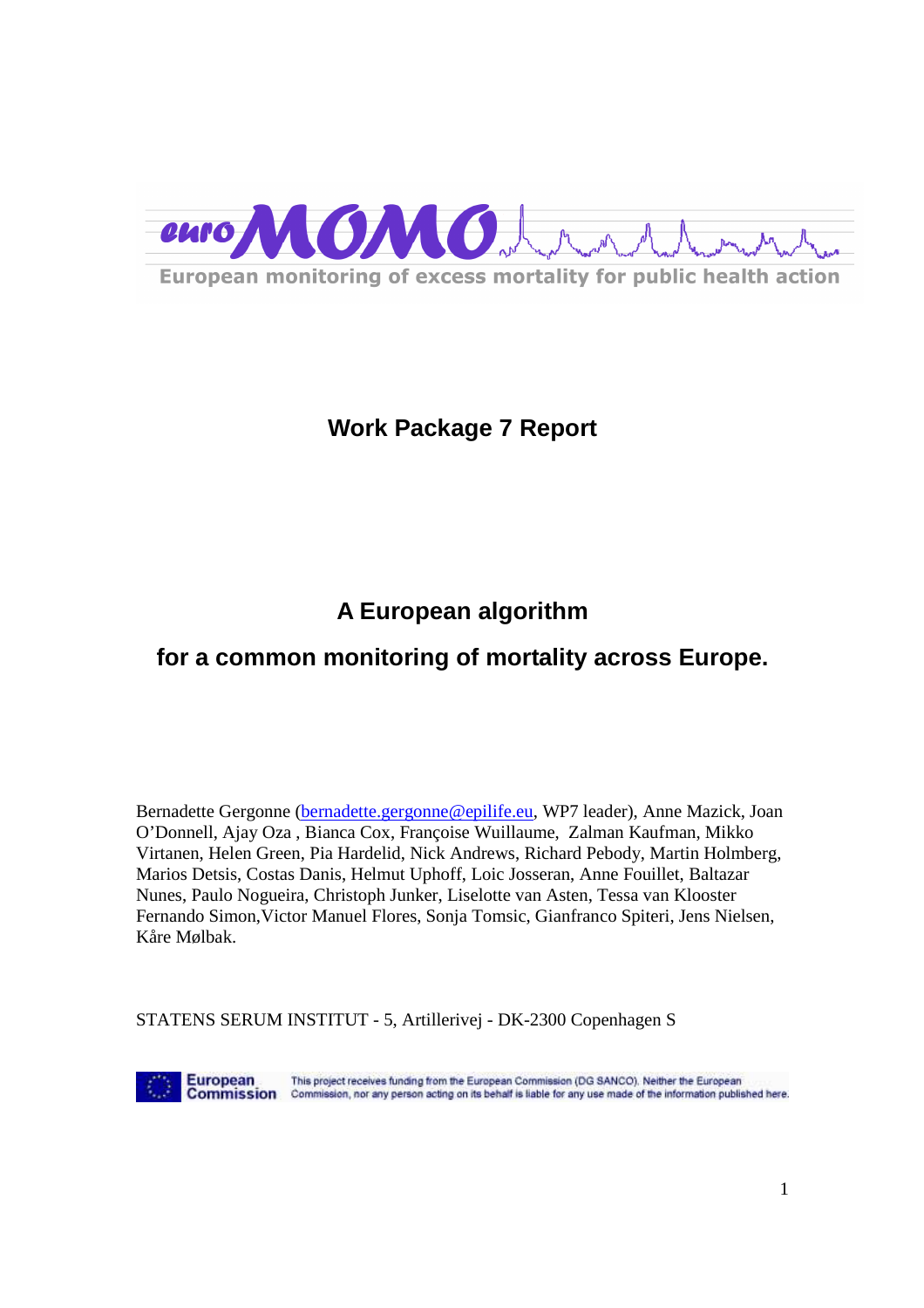euroMOMO

European monitoring of excess mortality for public health action

# Work Package 7 Report

## A European algorithm
## for a common monitoring of mortality across Europe.

Bernadette Gergonne (bernadette.gergonne@epilife.eu, WP7 leader), Anne Mazick, Joan O'Donnell, Ajay Oza , Bianca Cox, Françoise Wuillaume, Zalman Kaufman, Mikko Virtanen, Helen Green, Pia Hardelid, Nick Andrews, Richard Pebody, Martin Holmberg, Marios Detsis, Costas Danis, Helmut Uphoff, Loic Josseran, Anne Fouillet, Baltazar Nunes, Paulo Nogueira, Christoph Junker, Liselotte van Asten, Tessa van Klooster Fernando Simon,Victor Manuel Flores, Sonja Tomsic, Gianfranco Spiteri, Jens Nielsen, Kåre Mølbak.

STATENS SERUM INSTITUT - 5, Artillerivej - DK-2300 Copenhagen S

European Commission — This project receives funding from the European Commission (DG SANCO). Neither the European Commission, nor any person acting on its behalf is liable for any use made of the information published here.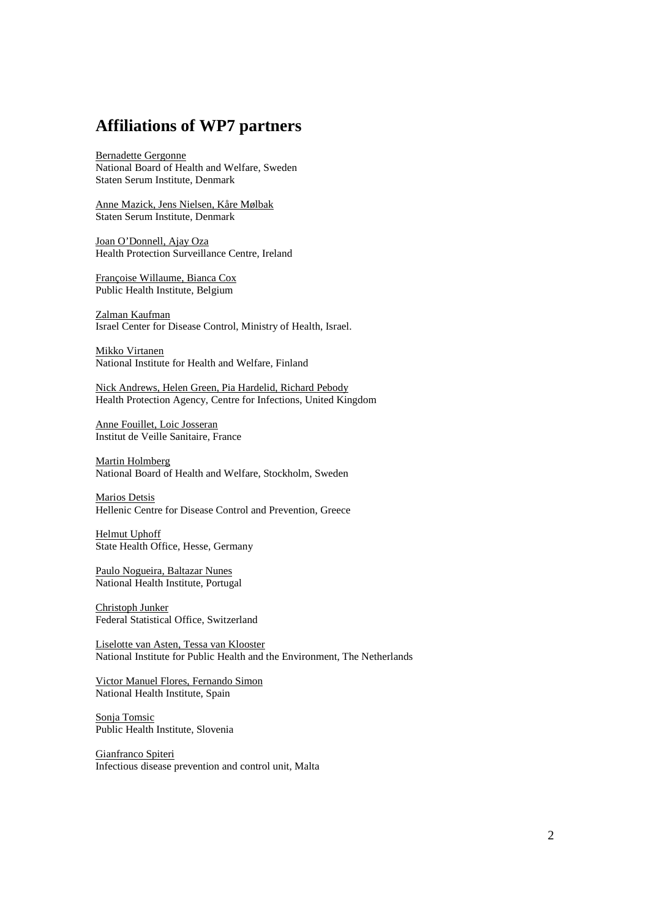# Affiliations of WP7 partners

Bernadette Gergonne
National Board of Health and Welfare, Sweden
Staten Serum Institute, Denmark

Anne Mazick, Jens Nielsen, Kåre Mølbak
Staten Serum Institute, Denmark

Joan O'Donnell, Ajay Oza
Health Protection Surveillance Centre, Ireland

Françoise Willaume, Bianca Cox
Public Health Institute, Belgium

Zalman Kaufman
Israel Center for Disease Control, Ministry of Health, Israel.

Mikko Virtanen
National Institute for Health and Welfare, Finland

Nick Andrews, Helen Green, Pia Hardelid, Richard Pebody
Health Protection Agency, Centre for Infections, United Kingdom

Anne Fouillet, Loic Josseran
Institut de Veille Sanitaire, France

Martin Holmberg
National Board of Health and Welfare, Stockholm, Sweden

Marios Detsis
Hellenic Centre for Disease Control and Prevention, Greece

Helmut Uphoff
State Health Office, Hesse, Germany

Paulo Nogueira, Baltazar Nunes
National Health Institute, Portugal

Christoph Junker
Federal Statistical Office, Switzerland

Liselotte van Asten, Tessa van Klooster
National Institute for Public Health and the Environment, The Netherlands

Victor Manuel Flores, Fernando Simon
National Health Institute, Spain

Sonja Tomsic
Public Health Institute, Slovenia

Gianfranco Spiteri
Infectious disease prevention and control unit, Malta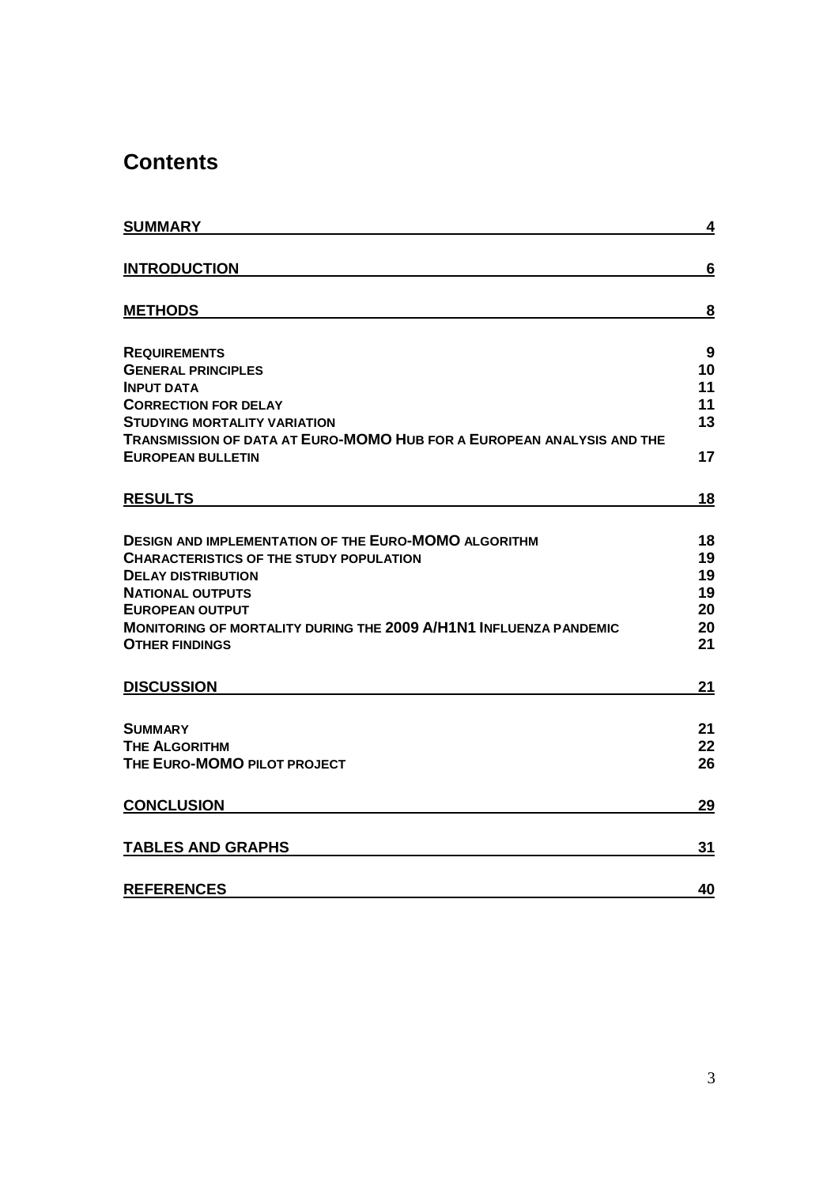# Contents

| | |
|---|---|
| **SUMMARY** | **4** |
| **INTRODUCTION** | **6** |
| **METHODS** | **8** |
| **REQUIREMENTS** | **9** |
| **GENERAL PRINCIPLES** | **10** |
| **INPUT DATA** | **11** |
| **CORRECTION FOR DELAY** | **11** |
| **STUDYING MORTALITY VARIATION** | **13** |
| **TRANSMISSION OF DATA AT EURO-MOMO HUB FOR A EUROPEAN ANALYSIS AND THE EUROPEAN BULLETIN** | **17** |
| **RESULTS** | **18** |
| **DESIGN AND IMPLEMENTATION OF THE EURO-MOMO ALGORITHM** | **18** |
| **CHARACTERISTICS OF THE STUDY POPULATION** | **19** |
| **DELAY DISTRIBUTION** | **19** |
| **NATIONAL OUTPUTS** | **19** |
| **EUROPEAN OUTPUT** | **20** |
| **MONITORING OF MORTALITY DURING THE 2009 A/H1N1 INFLUENZA PANDEMIC** | **20** |
| **OTHER FINDINGS** | **21** |
| **DISCUSSION** | **21** |
| **SUMMARY** | **21** |
| **THE ALGORITHM** | **22** |
| **THE EURO-MOMO PILOT PROJECT** | **26** |
| **CONCLUSION** | **29** |
| **TABLES AND GRAPHS** | **31** |
| **REFERENCES** | **40** |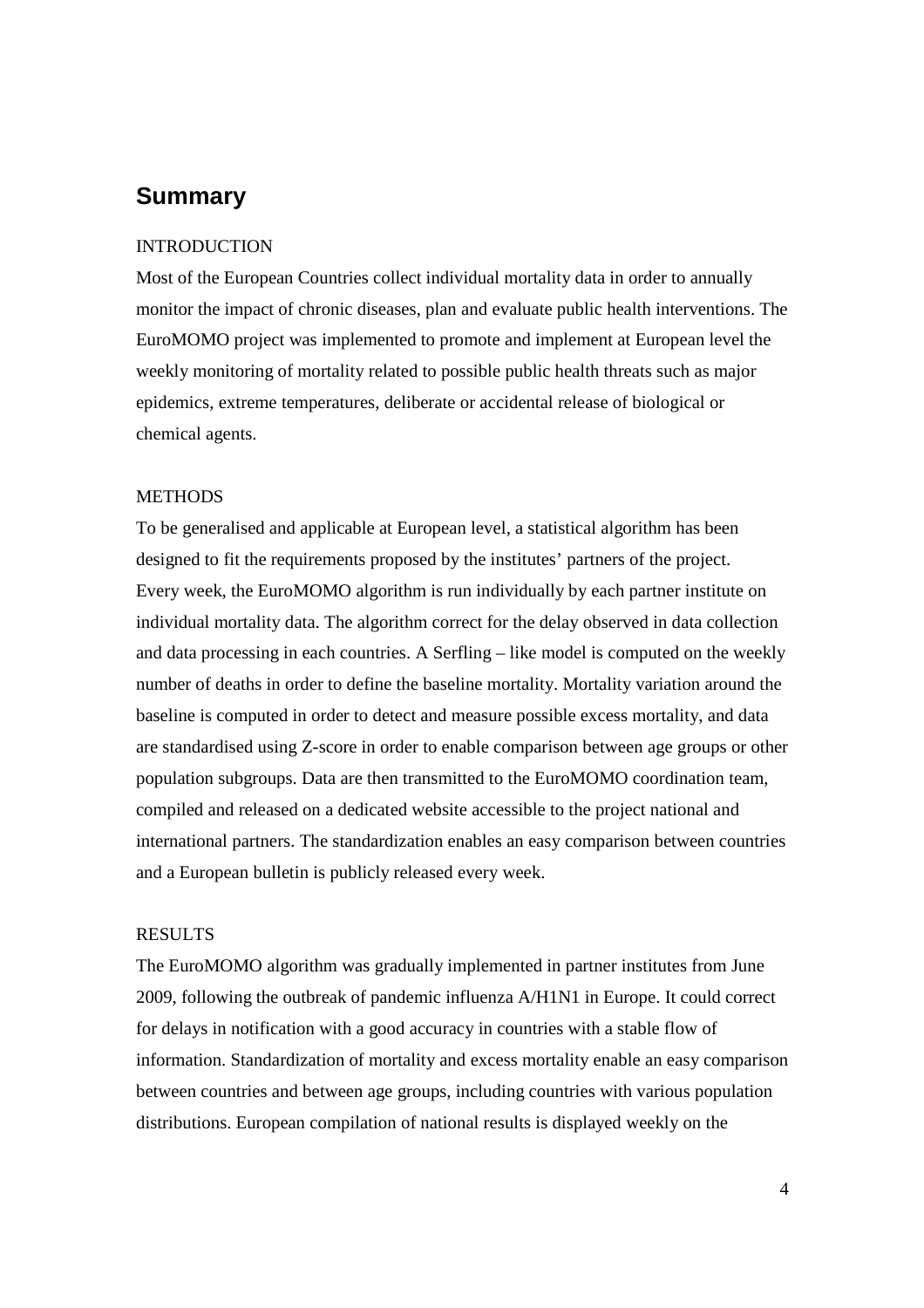## Summary

INTRODUCTION

Most of the European Countries collect individual mortality data in order to annually monitor the impact of chronic diseases, plan and evaluate public health interventions. The EuroMOMO project was implemented to promote and implement at European level the weekly monitoring of mortality related to possible public health threats such as major epidemics, extreme temperatures, deliberate or accidental release of biological or chemical agents.

METHODS

To be generalised and applicable at European level, a statistical algorithm has been designed to fit the requirements proposed by the institutes' partners of the project. Every week, the EuroMOMO algorithm is run individually by each partner institute on individual mortality data. The algorithm correct for the delay observed in data collection and data processing in each countries. A Serfling – like model is computed on the weekly number of deaths in order to define the baseline mortality. Mortality variation around the baseline is computed in order to detect and measure possible excess mortality, and data are standardised using Z-score in order to enable comparison between age groups or other population subgroups. Data are then transmitted to the EuroMOMO coordination team, compiled and released on a dedicated website accessible to the project national and international partners. The standardization enables an easy comparison between countries and a European bulletin is publicly released every week.

RESULTS

The EuroMOMO algorithm was gradually implemented in partner institutes from June 2009, following the outbreak of pandemic influenza A/H1N1 in Europe. It could correct for delays in notification with a good accuracy in countries with a stable flow of information. Standardization of mortality and excess mortality enable an easy comparison between countries and between age groups, including countries with various population distributions. European compilation of national results is displayed weekly on the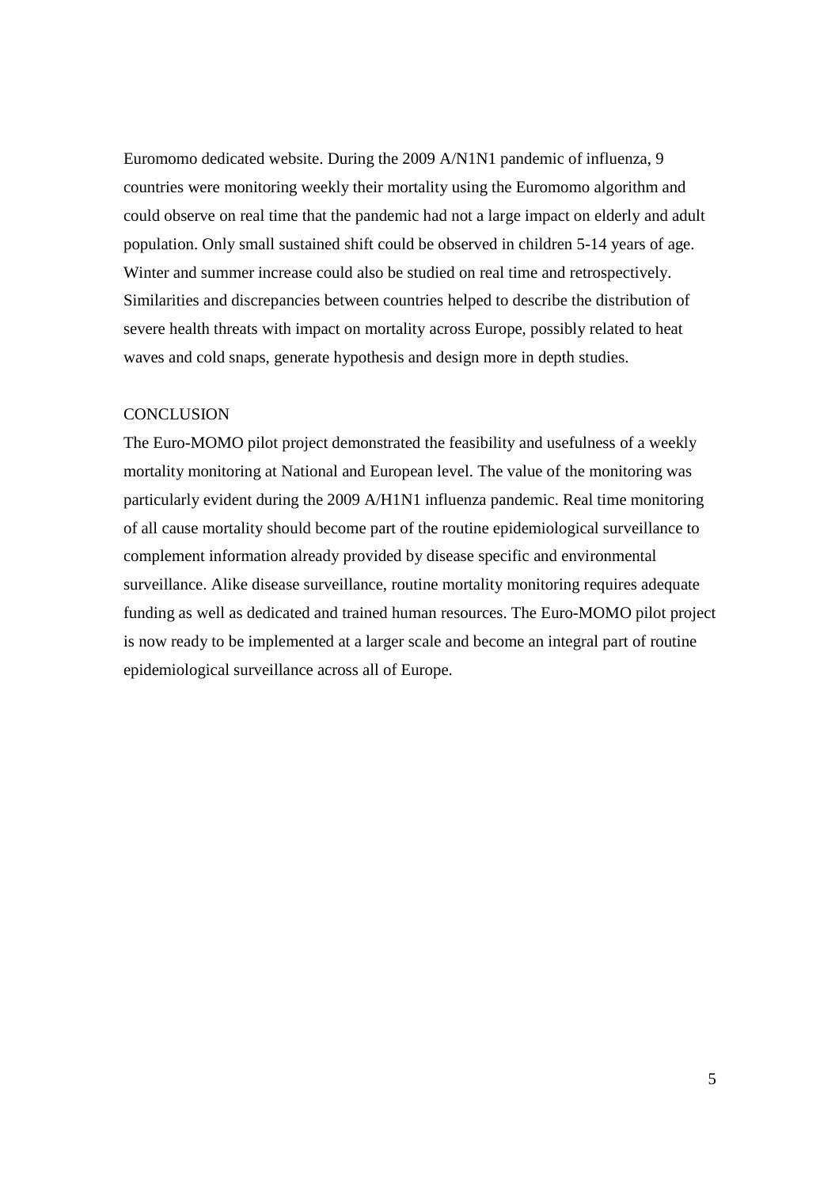Euromomo dedicated website. During the 2009 A/N1N1 pandemic of influenza, 9 countries were monitoring weekly their mortality using the Euromomo algorithm and could observe on real time that the pandemic had not a large impact on elderly and adult population. Only small sustained shift could be observed in children 5-14 years of age. Winter and summer increase could also be studied on real time and retrospectively. Similarities and discrepancies between countries helped to describe the distribution of severe health threats with impact on mortality across Europe, possibly related to heat waves and cold snaps, generate hypothesis and design more in depth studies.

## CONCLUSION

The Euro-MOMO pilot project demonstrated the feasibility and usefulness of a weekly mortality monitoring at National and European level. The value of the monitoring was particularly evident during the 2009 A/H1N1 influenza pandemic. Real time monitoring of all cause mortality should become part of the routine epidemiological surveillance to complement information already provided by disease specific and environmental surveillance. Alike disease surveillance, routine mortality monitoring requires adequate funding as well as dedicated and trained human resources. The Euro-MOMO pilot project is now ready to be implemented at a larger scale and become an integral part of routine epidemiological surveillance across all of Europe.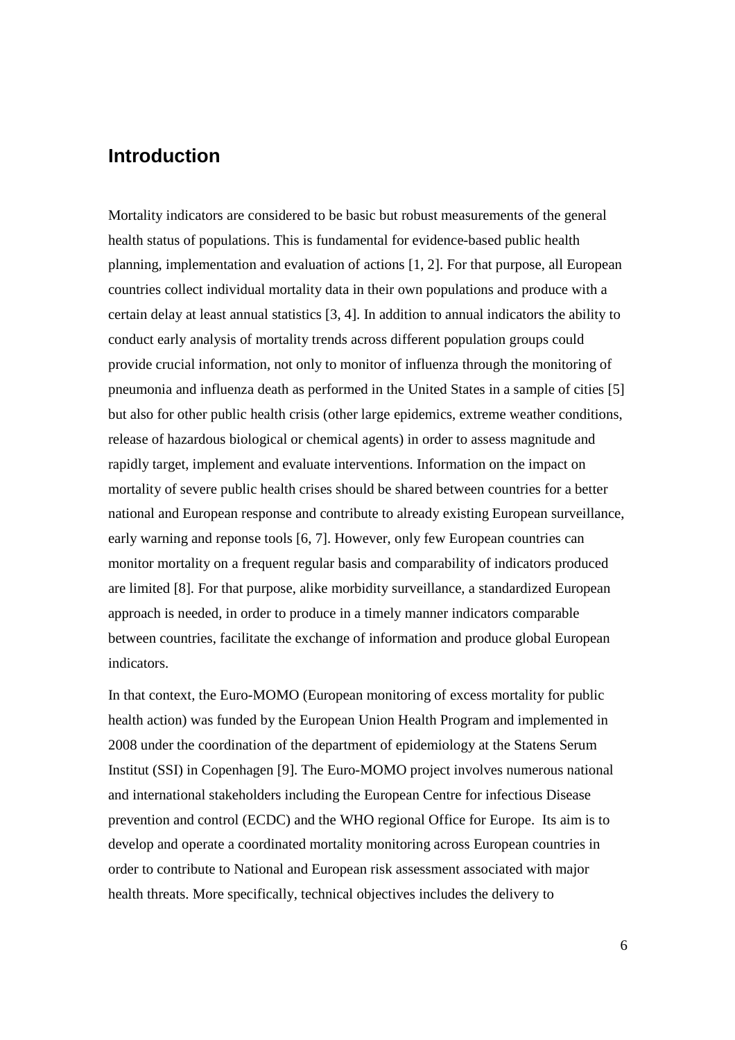## Introduction

Mortality indicators are considered to be basic but robust measurements of the general health status of populations. This is fundamental for evidence-based public health planning, implementation and evaluation of actions [1, 2]. For that purpose, all European countries collect individual mortality data in their own populations and produce with a certain delay at least annual statistics [3, 4]. In addition to annual indicators the ability to conduct early analysis of mortality trends across different population groups could provide crucial information, not only to monitor of influenza through the monitoring of pneumonia and influenza death as performed in the United States in a sample of cities [5] but also for other public health crisis (other large epidemics, extreme weather conditions, release of hazardous biological or chemical agents) in order to assess magnitude and rapidly target, implement and evaluate interventions. Information on the impact on mortality of severe public health crises should be shared between countries for a better national and European response and contribute to already existing European surveillance, early warning and reponse tools [6, 7]. However, only few European countries can monitor mortality on a frequent regular basis and comparability of indicators produced are limited [8]. For that purpose, alike morbidity surveillance, a standardized European approach is needed, in order to produce in a timely manner indicators comparable between countries, facilitate the exchange of information and produce global European indicators.

In that context, the Euro-MOMO (European monitoring of excess mortality for public health action) was funded by the European Union Health Program and implemented in 2008 under the coordination of the department of epidemiology at the Statens Serum Institut (SSI) in Copenhagen [9]. The Euro-MOMO project involves numerous national and international stakeholders including the European Centre for infectious Disease prevention and control (ECDC) and the WHO regional Office for Europe. Its aim is to develop and operate a coordinated mortality monitoring across European countries in order to contribute to National and European risk assessment associated with major health threats. More specifically, technical objectives includes the delivery to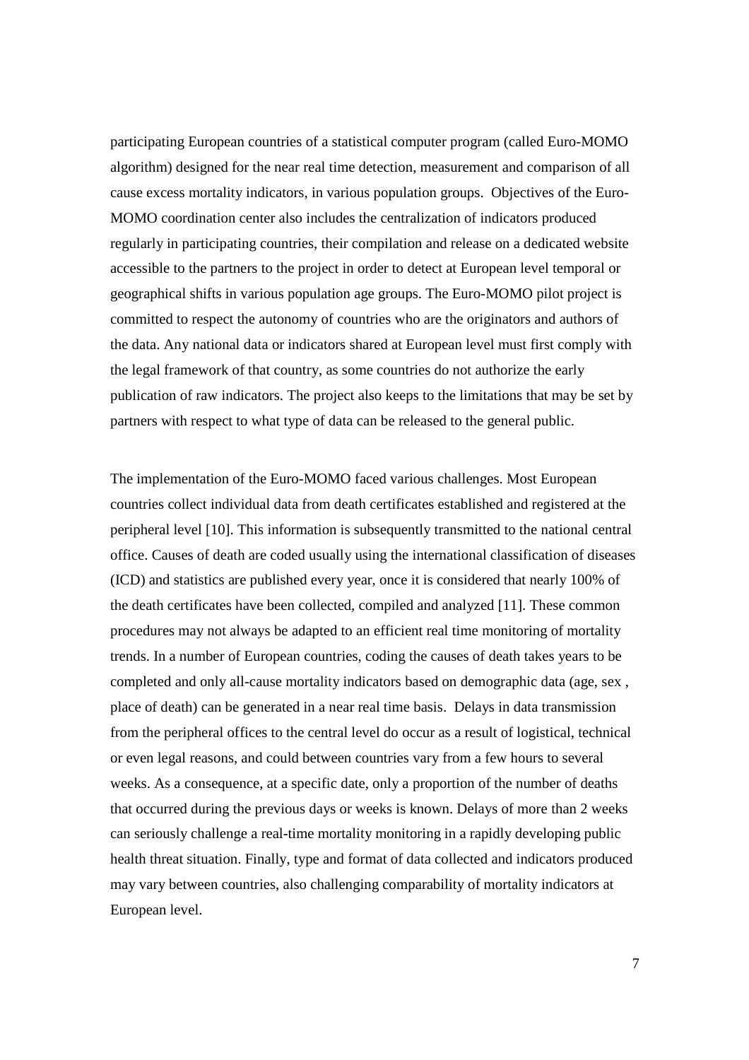participating European countries of a statistical computer program (called Euro-MOMO algorithm) designed for the near real time detection, measurement and comparison of all cause excess mortality indicators, in various population groups. Objectives of the Euro-MOMO coordination center also includes the centralization of indicators produced regularly in participating countries, their compilation and release on a dedicated website accessible to the partners to the project in order to detect at European level temporal or geographical shifts in various population age groups. The Euro-MOMO pilot project is committed to respect the autonomy of countries who are the originators and authors of the data. Any national data or indicators shared at European level must first comply with the legal framework of that country, as some countries do not authorize the early publication of raw indicators. The project also keeps to the limitations that may be set by partners with respect to what type of data can be released to the general public.

The implementation of the Euro-MOMO faced various challenges. Most European countries collect individual data from death certificates established and registered at the peripheral level [10]. This information is subsequently transmitted to the national central office. Causes of death are coded usually using the international classification of diseases (ICD) and statistics are published every year, once it is considered that nearly 100% of the death certificates have been collected, compiled and analyzed [11]. These common procedures may not always be adapted to an efficient real time monitoring of mortality trends. In a number of European countries, coding the causes of death takes years to be completed and only all-cause mortality indicators based on demographic data (age, sex , place of death) can be generated in a near real time basis. Delays in data transmission from the peripheral offices to the central level do occur as a result of logistical, technical or even legal reasons, and could between countries vary from a few hours to several weeks. As a consequence, at a specific date, only a proportion of the number of deaths that occurred during the previous days or weeks is known. Delays of more than 2 weeks can seriously challenge a real-time mortality monitoring in a rapidly developing public health threat situation. Finally, type and format of data collected and indicators produced may vary between countries, also challenging comparability of mortality indicators at European level.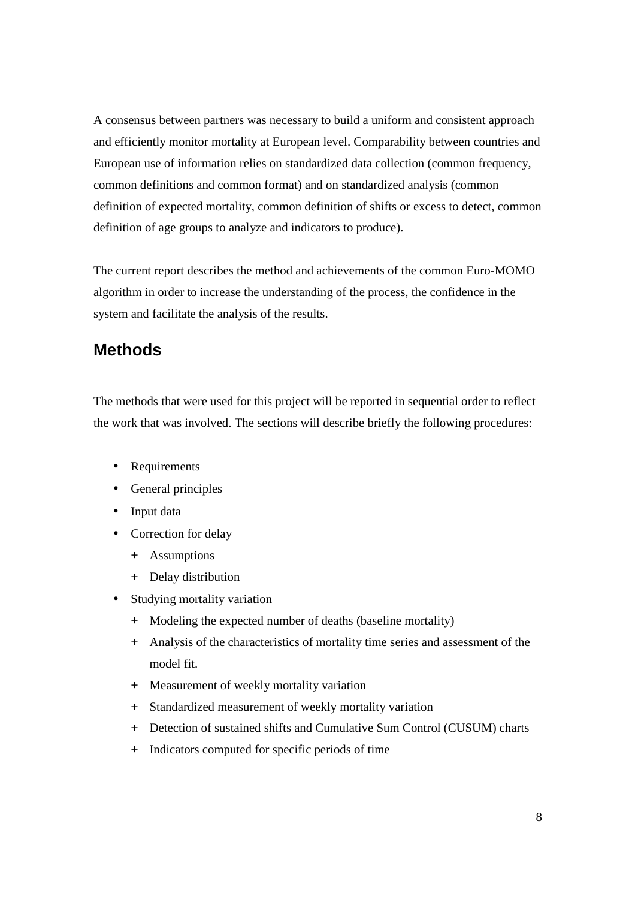A consensus between partners was necessary to build a uniform and consistent approach and efficiently monitor mortality at European level. Comparability between countries and European use of information relies on standardized data collection (common frequency, common definitions and common format) and on standardized analysis (common definition of expected mortality, common definition of shifts or excess to detect, common definition of age groups to analyze and indicators to produce).

The current report describes the method and achievements of the common Euro-MOMO algorithm in order to increase the understanding of the process, the confidence in the system and facilitate the analysis of the results.

## Methods

The methods that were used for this project will be reported in sequential order to reflect the work that was involved. The sections will describe briefly the following procedures:

- Requirements
- General principles
- Input data
- Correction for delay
  - Assumptions
  - Delay distribution
- Studying mortality variation
  - Modeling the expected number of deaths (baseline mortality)
  - Analysis of the characteristics of mortality time series and assessment of the model fit.
  - Measurement of weekly mortality variation
  - Standardized measurement of weekly mortality variation
  - Detection of sustained shifts and Cumulative Sum Control (CUSUM) charts
  - Indicators computed for specific periods of time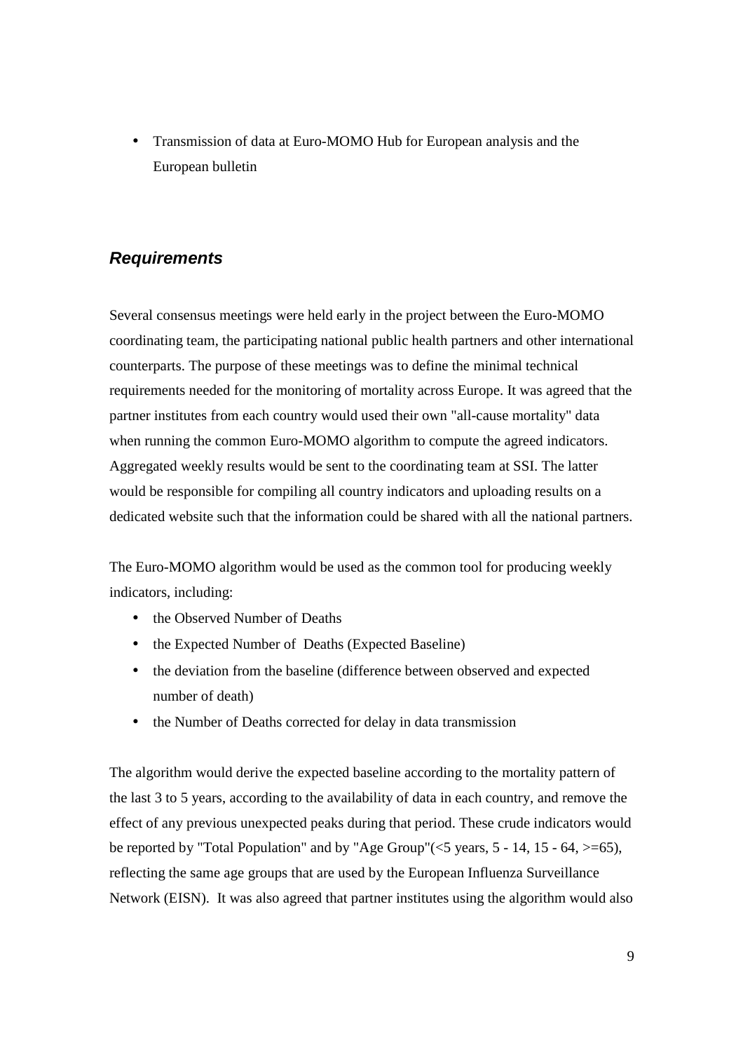- Transmission of data at Euro-MOMO Hub for European analysis and the European bulletin

## *Requirements*

Several consensus meetings were held early in the project between the Euro-MOMO coordinating team, the participating national public health partners and other international counterparts. The purpose of these meetings was to define the minimal technical requirements needed for the monitoring of mortality across Europe. It was agreed that the partner institutes from each country would used their own "all-cause mortality" data when running the common Euro-MOMO algorithm to compute the agreed indicators. Aggregated weekly results would be sent to the coordinating team at SSI. The latter would be responsible for compiling all country indicators and uploading results on a dedicated website such that the information could be shared with all the national partners.

The Euro-MOMO algorithm would be used as the common tool for producing weekly indicators, including:

- the Observed Number of Deaths
- the Expected Number of Deaths (Expected Baseline)
- the deviation from the baseline (difference between observed and expected number of death)
- the Number of Deaths corrected for delay in data transmission

The algorithm would derive the expected baseline according to the mortality pattern of the last 3 to 5 years, according to the availability of data in each country, and remove the effect of any previous unexpected peaks during that period. These crude indicators would be reported by "Total Population" and by "Age Group"(<5 years, 5 - 14, 15 - 64, >=65), reflecting the same age groups that are used by the European Influenza Surveillance Network (EISN). It was also agreed that partner institutes using the algorithm would also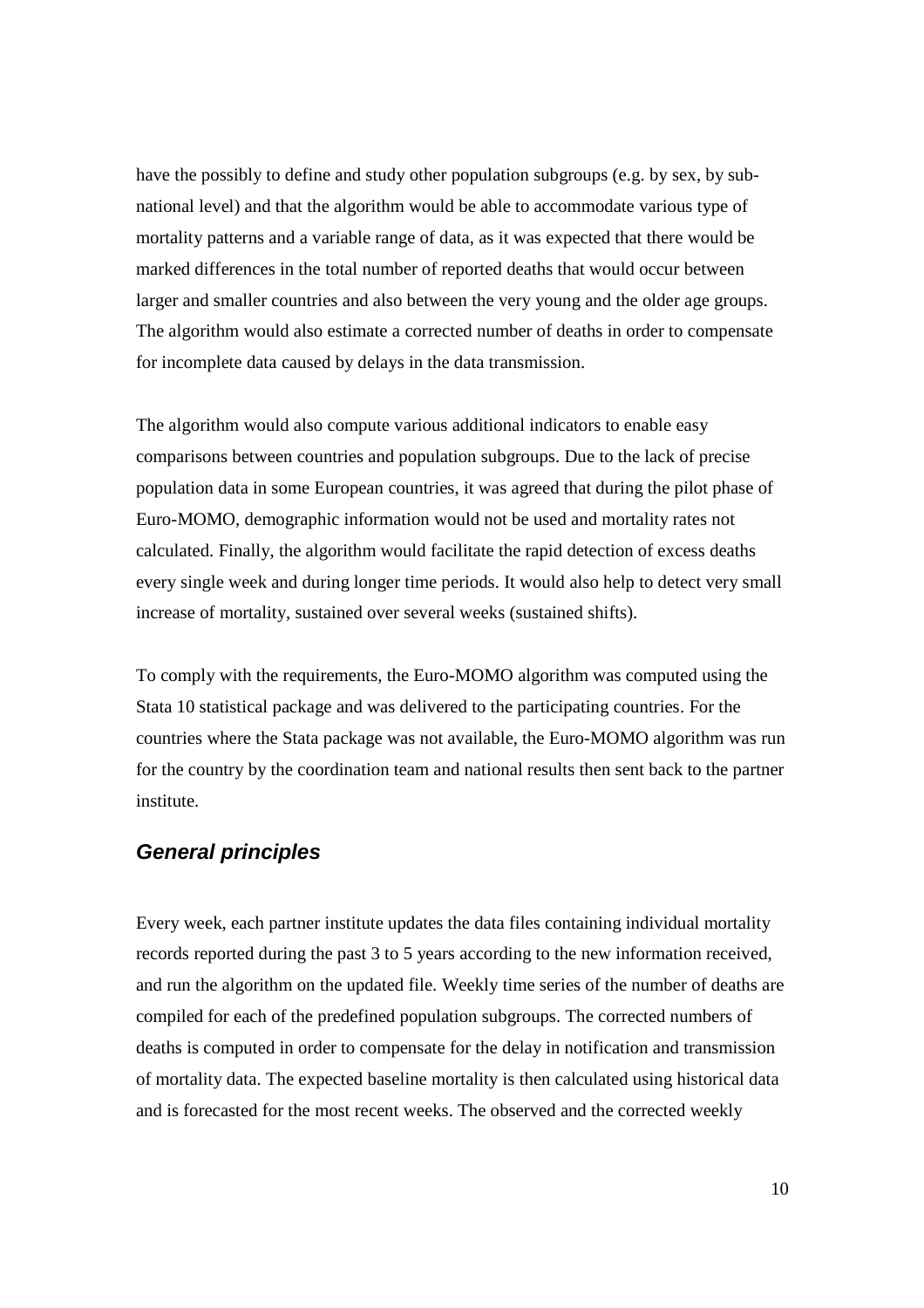have the possibly to define and study other population subgroups (e.g. by sex, by sub-national level) and that the algorithm would be able to accommodate various type of mortality patterns and a variable range of data, as it was expected that there would be marked differences in the total number of reported deaths that would occur between larger and smaller countries and also between the very young and the older age groups. The algorithm would also estimate a corrected number of deaths in order to compensate for incomplete data caused by delays in the data transmission.

The algorithm would also compute various additional indicators to enable easy comparisons between countries and population subgroups. Due to the lack of precise population data in some European countries, it was agreed that during the pilot phase of Euro-MOMO, demographic information would not be used and mortality rates not calculated. Finally, the algorithm would facilitate the rapid detection of excess deaths every single week and during longer time periods. It would also help to detect very small increase of mortality, sustained over several weeks (sustained shifts).

To comply with the requirements, the Euro-MOMO algorithm was computed using the Stata 10 statistical package and was delivered to the participating countries. For the countries where the Stata package was not available, the Euro-MOMO algorithm was run for the country by the coordination team and national results then sent back to the partner institute.

### *General principles*

Every week, each partner institute updates the data files containing individual mortality records reported during the past 3 to 5 years according to the new information received, and run the algorithm on the updated file. Weekly time series of the number of deaths are compiled for each of the predefined population subgroups. The corrected numbers of deaths is computed in order to compensate for the delay in notification and transmission of mortality data. The expected baseline mortality is then calculated using historical data and is forecasted for the most recent weeks. The observed and the corrected weekly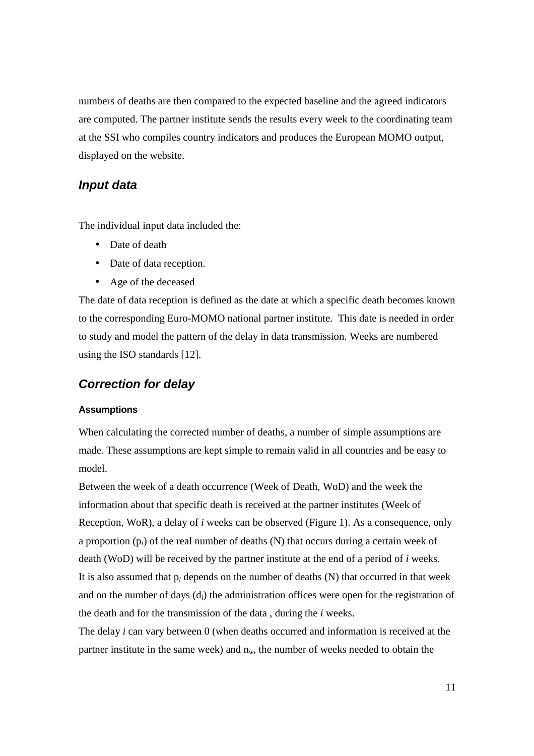numbers of deaths are then compared to the expected baseline and the agreed indicators are computed. The partner institute sends the results every week to the coordinating team at the SSI who compiles country indicators and produces the European MOMO output, displayed on the website.

## *Input data*

The individual input data included the:

- Date of death
- Date of data reception.
- Age of the deceased

The date of data reception is defined as the date at which a specific death becomes known to the corresponding Euro-MOMO national partner institute. This date is needed in order to study and model the pattern of the delay in data transmission. Weeks are numbered using the ISO standards [12].

## *Correction for delay*

### Assumptions

When calculating the corrected number of deaths, a number of simple assumptions are made. These assumptions are kept simple to remain valid in all countries and be easy to model.

Between the week of a death occurrence (Week of Death, WoD) and the week the information about that specific death is received at the partner institutes (Week of Reception, WoR), a delay of *i* weeks can be observed (Figure 1). As a consequence, only a proportion ($p_i$) of the real number of deaths (N) that occurs during a certain week of death (WoD) will be received by the partner institute at the end of a period of *i* weeks.

It is also assumed that $p_i$ depends on the number of deaths (N) that occurred in that week and on the number of days ($d_i$) the administration offices were open for the registration of the death and for the transmission of the data , during the *i* weeks.

The delay *i* can vary between 0 (when deaths occurred and information is received at the partner institute in the same week) and $n_w$, the number of weeks needed to obtain the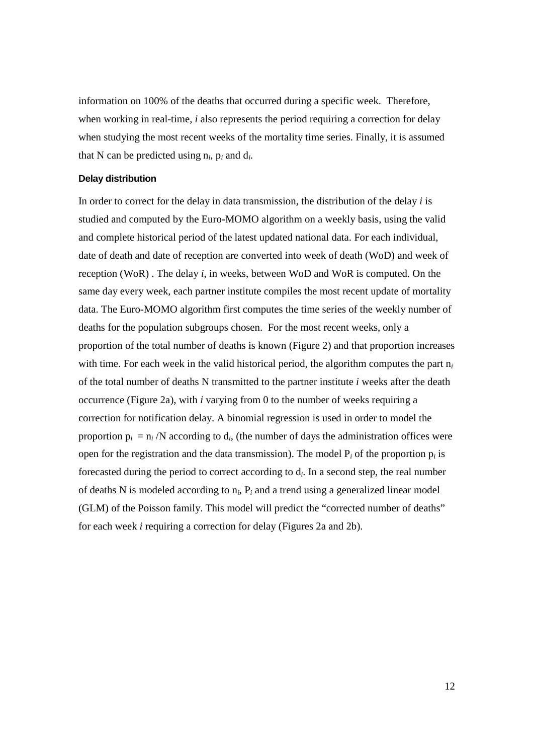information on 100% of the deaths that occurred during a specific week. Therefore, when working in real-time, *i* also represents the period requiring a correction for delay when studying the most recent weeks of the mortality time series. Finally, it is assumed that N can be predicted using $n_i$, $p_i$ and $d_i$.

#### Delay distribution

In order to correct for the delay in data transmission, the distribution of the delay *i* is studied and computed by the Euro-MOMO algorithm on a weekly basis, using the valid and complete historical period of the latest updated national data. For each individual, date of death and date of reception are converted into week of death (WoD) and week of reception (WoR) . The delay *i*, in weeks, between WoD and WoR is computed. On the same day every week, each partner institute compiles the most recent update of mortality data. The Euro-MOMO algorithm first computes the time series of the weekly number of deaths for the population subgroups chosen. For the most recent weeks, only a proportion of the total number of deaths is known (Figure 2) and that proportion increases with time. For each week in the valid historical period, the algorithm computes the part $n_i$ of the total number of deaths N transmitted to the partner institute *i* weeks after the death occurrence (Figure 2a), with *i* varying from 0 to the number of weeks requiring a correction for notification delay. A binomial regression is used in order to model the proportion $p_i = n_i / N$ according to $d_i$, (the number of days the administration offices were open for the registration and the data transmission). The model $P_i$ of the proportion $p_i$ is forecasted during the period to correct according to $d_i$. In a second step, the real number of deaths N is modeled according to $n_i$, $P_i$ and a trend using a generalized linear model (GLM) of the Poisson family. This model will predict the "corrected number of deaths" for each week *i* requiring a correction for delay (Figures 2a and 2b).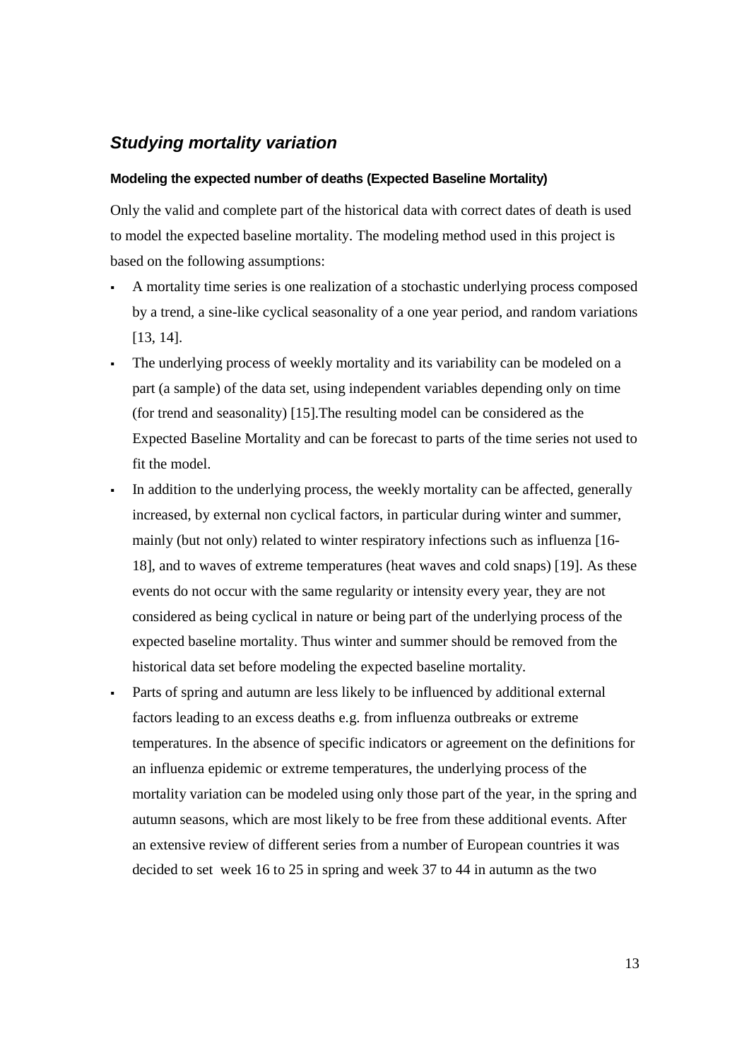## *Studying mortality variation*

### Modeling the expected number of deaths (Expected Baseline Mortality)

Only the valid and complete part of the historical data with correct dates of death is used to model the expected baseline mortality. The modeling method used in this project is based on the following assumptions:

- A mortality time series is one realization of a stochastic underlying process composed by a trend, a sine-like cyclical seasonality of a one year period, and random variations [13, 14].
- The underlying process of weekly mortality and its variability can be modeled on a part (a sample) of the data set, using independent variables depending only on time (for trend and seasonality) [15].The resulting model can be considered as the Expected Baseline Mortality and can be forecast to parts of the time series not used to fit the model.
- In addition to the underlying process, the weekly mortality can be affected, generally increased, by external non cyclical factors, in particular during winter and summer, mainly (but not only) related to winter respiratory infections such as influenza [16-18], and to waves of extreme temperatures (heat waves and cold snaps) [19]. As these events do not occur with the same regularity or intensity every year, they are not considered as being cyclical in nature or being part of the underlying process of the expected baseline mortality. Thus winter and summer should be removed from the historical data set before modeling the expected baseline mortality.
- Parts of spring and autumn are less likely to be influenced by additional external factors leading to an excess deaths e.g. from influenza outbreaks or extreme temperatures. In the absence of specific indicators or agreement on the definitions for an influenza epidemic or extreme temperatures, the underlying process of the mortality variation can be modeled using only those part of the year, in the spring and autumn seasons, which are most likely to be free from these additional events. After an extensive review of different series from a number of European countries it was decided to set week 16 to 25 in spring and week 37 to 44 in autumn as the two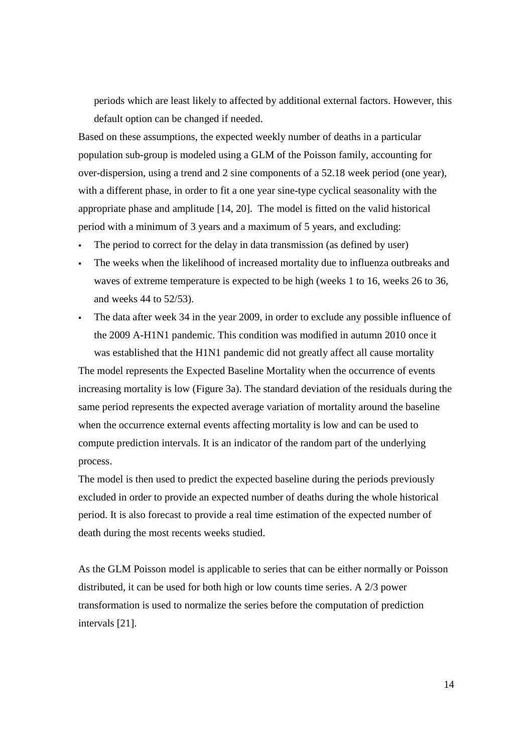periods which are least likely to affected by additional external factors. However, this default option can be changed if needed.

Based on these assumptions, the expected weekly number of deaths in a particular population sub-group is modeled using a GLM of the Poisson family, accounting for over-dispersion, using a trend and 2 sine components of a 52.18 week period (one year), with a different phase, in order to fit a one year sine-type cyclical seasonality with the appropriate phase and amplitude [14, 20]. The model is fitted on the valid historical period with a minimum of 3 years and a maximum of 5 years, and excluding:

- The period to correct for the delay in data transmission (as defined by user)
- The weeks when the likelihood of increased mortality due to influenza outbreaks and waves of extreme temperature is expected to be high (weeks 1 to 16, weeks 26 to 36, and weeks 44 to 52/53).
- The data after week 34 in the year 2009, in order to exclude any possible influence of the 2009 A-H1N1 pandemic. This condition was modified in autumn 2010 once it was established that the H1N1 pandemic did not greatly affect all cause mortality

The model represents the Expected Baseline Mortality when the occurrence of events increasing mortality is low (Figure 3a). The standard deviation of the residuals during the same period represents the expected average variation of mortality around the baseline when the occurrence external events affecting mortality is low and can be used to compute prediction intervals. It is an indicator of the random part of the underlying process.

The model is then used to predict the expected baseline during the periods previously excluded in order to provide an expected number of deaths during the whole historical period. It is also forecast to provide a real time estimation of the expected number of death during the most recents weeks studied.

As the GLM Poisson model is applicable to series that can be either normally or Poisson distributed, it can be used for both high or low counts time series. A 2/3 power transformation is used to normalize the series before the computation of prediction intervals [21].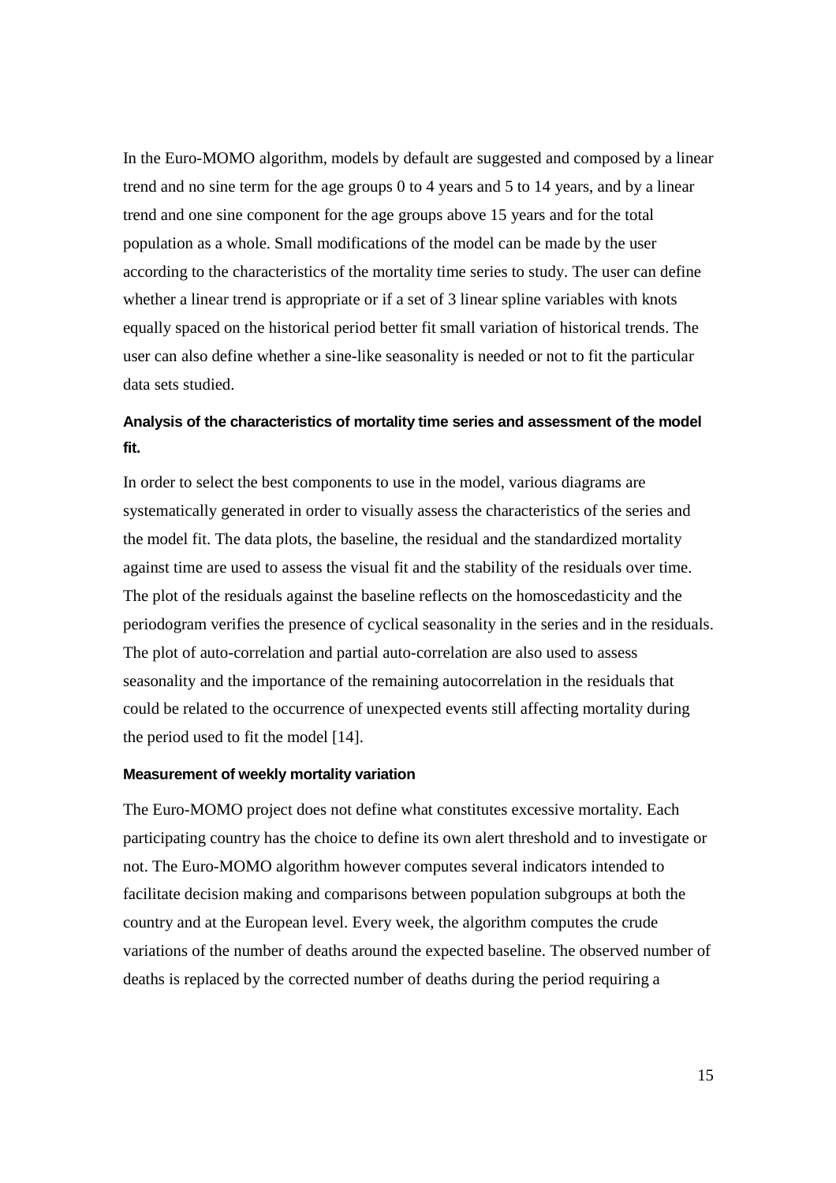In the Euro-MOMO algorithm, models by default are suggested and composed by a linear trend and no sine term for the age groups 0 to 4 years and 5 to 14 years, and by a linear trend and one sine component for the age groups above 15 years and for the total population as a whole. Small modifications of the model can be made by the user according to the characteristics of the mortality time series to study. The user can define whether a linear trend is appropriate or if a set of 3 linear spline variables with knots equally spaced on the historical period better fit small variation of historical trends. The user can also define whether a sine-like seasonality is needed or not to fit the particular data sets studied.

### Analysis of the characteristics of mortality time series and assessment of the model fit.

In order to select the best components to use in the model, various diagrams are systematically generated in order to visually assess the characteristics of the series and the model fit. The data plots, the baseline, the residual and the standardized mortality against time are used to assess the visual fit and the stability of the residuals over time. The plot of the residuals against the baseline reflects on the homoscedasticity and the periodogram verifies the presence of cyclical seasonality in the series and in the residuals. The plot of auto-correlation and partial auto-correlation are also used to assess seasonality and the importance of the remaining autocorrelation in the residuals that could be related to the occurrence of unexpected events still affecting mortality during the period used to fit the model [14].

#### Measurement of weekly mortality variation

The Euro-MOMO project does not define what constitutes excessive mortality. Each participating country has the choice to define its own alert threshold and to investigate or not. The Euro-MOMO algorithm however computes several indicators intended to facilitate decision making and comparisons between population subgroups at both the country and at the European level. Every week, the algorithm computes the crude variations of the number of deaths around the expected baseline. The observed number of deaths is replaced by the corrected number of deaths during the period requiring a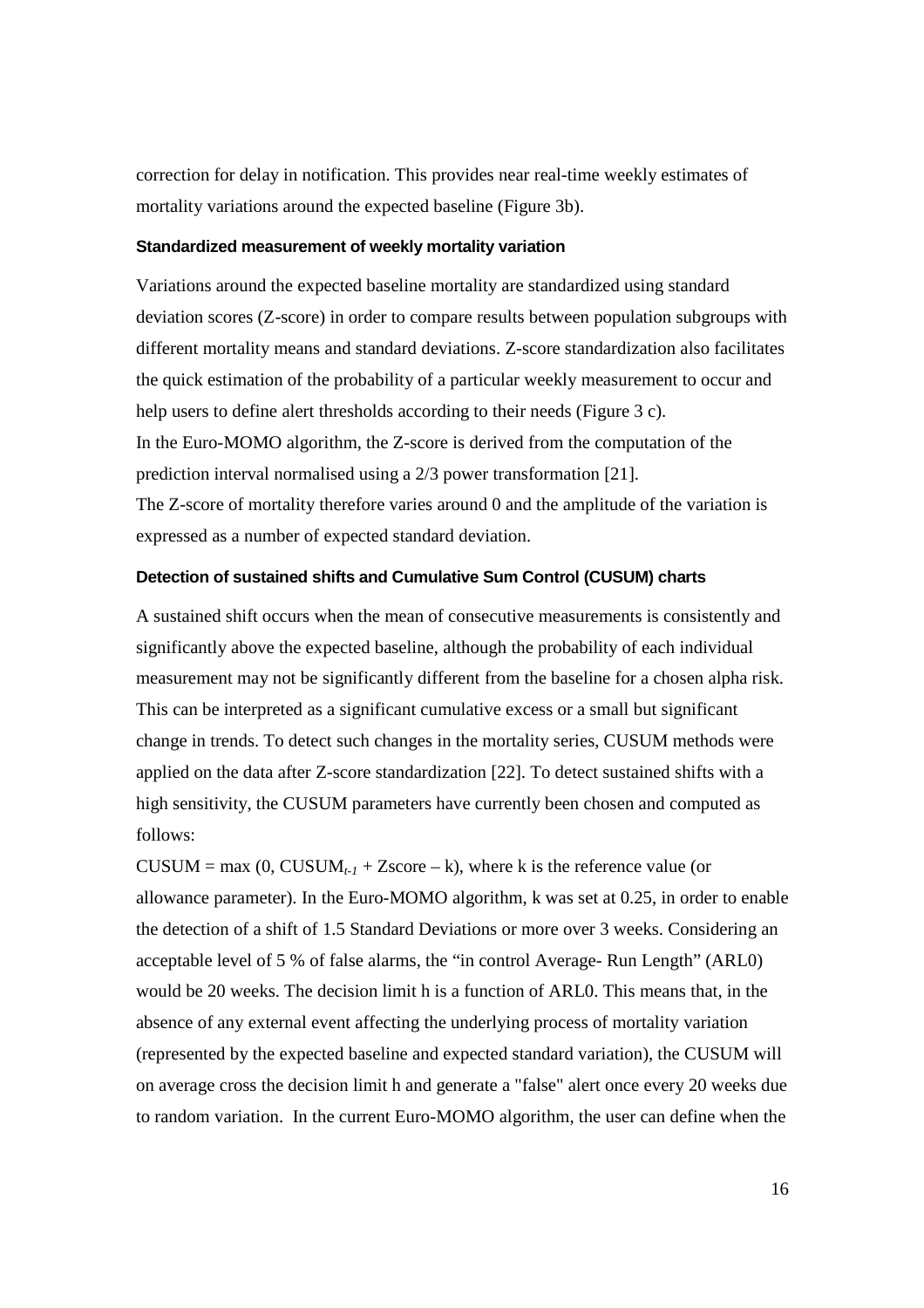correction for delay in notification. This provides near real-time weekly estimates of mortality variations around the expected baseline (Figure 3b).

### Standardized measurement of weekly mortality variation

Variations around the expected baseline mortality are standardized using standard deviation scores (Z-score) in order to compare results between population subgroups with different mortality means and standard deviations. Z-score standardization also facilitates the quick estimation of the probability of a particular weekly measurement to occur and help users to define alert thresholds according to their needs (Figure 3 c).

In the Euro-MOMO algorithm, the Z-score is derived from the computation of the prediction interval normalised using a 2/3 power transformation [21].

The Z-score of mortality therefore varies around 0 and the amplitude of the variation is expressed as a number of expected standard deviation.

### Detection of sustained shifts and Cumulative Sum Control (CUSUM) charts

A sustained shift occurs when the mean of consecutive measurements is consistently and significantly above the expected baseline, although the probability of each individual measurement may not be significantly different from the baseline for a chosen alpha risk. This can be interpreted as a significant cumulative excess or a small but significant change in trends. To detect such changes in the mortality series, CUSUM methods were applied on the data after Z-score standardization [22]. To detect sustained shifts with a high sensitivity, the CUSUM parameters have currently been chosen and computed as follows:

$\text{CUSUM} = \max(0, \text{CUSUM}_{t-1} + \text{Zscore} - k)$, where k is the reference value (or allowance parameter). In the Euro-MOMO algorithm, k was set at 0.25, in order to enable the detection of a shift of 1.5 Standard Deviations or more over 3 weeks. Considering an acceptable level of 5 % of false alarms, the "in control Average- Run Length" (ARL0) would be 20 weeks. The decision limit h is a function of ARL0. This means that, in the absence of any external event affecting the underlying process of mortality variation (represented by the expected baseline and expected standard variation), the CUSUM will on average cross the decision limit h and generate a "false" alert once every 20 weeks due to random variation. In the current Euro-MOMO algorithm, the user can define when the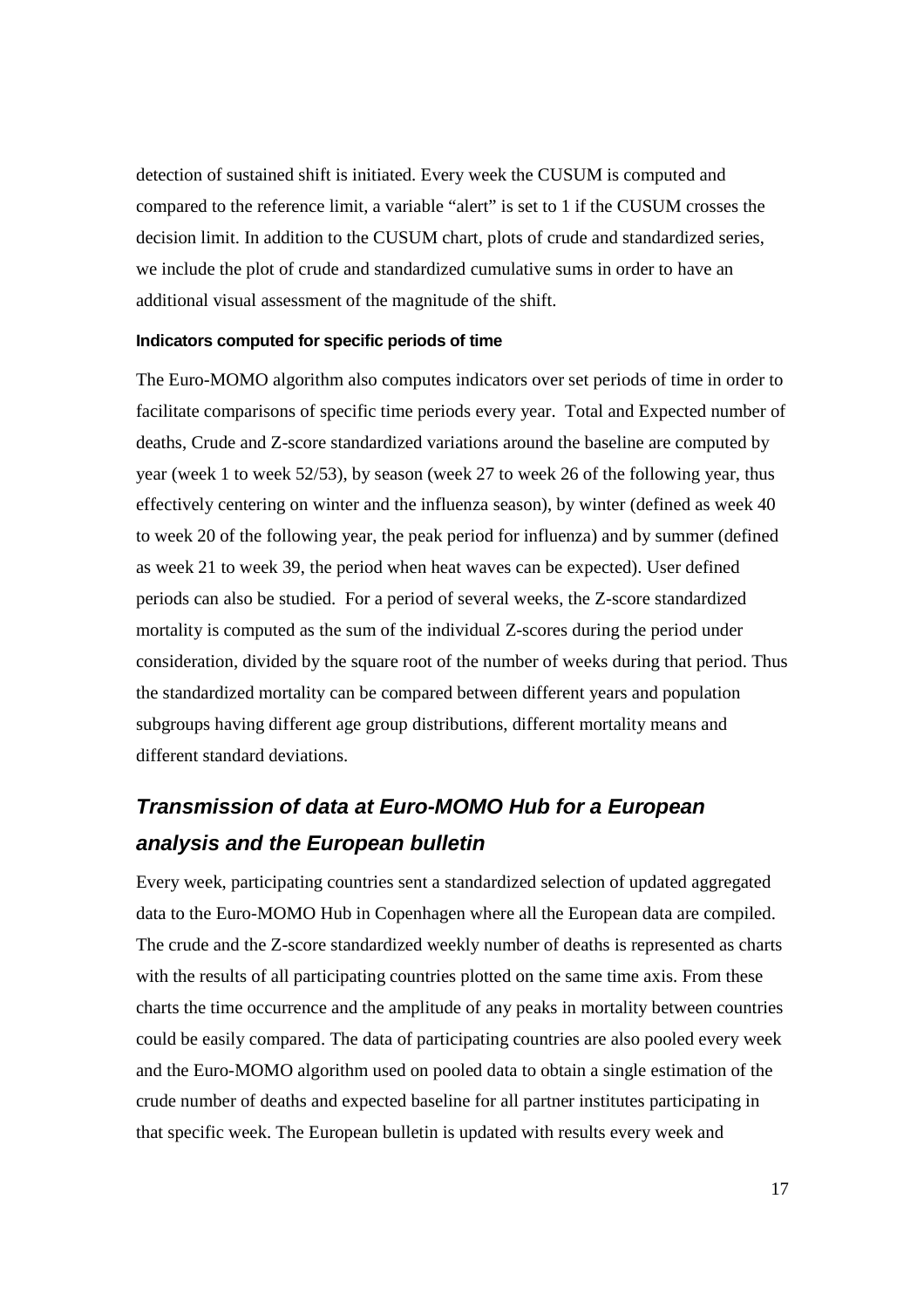detection of sustained shift is initiated. Every week the CUSUM is computed and compared to the reference limit, a variable "alert" is set to 1 if the CUSUM crosses the decision limit. In addition to the CUSUM chart, plots of crude and standardized series, we include the plot of crude and standardized cumulative sums in order to have an additional visual assessment of the magnitude of the shift.

#### Indicators computed for specific periods of time

The Euro-MOMO algorithm also computes indicators over set periods of time in order to facilitate comparisons of specific time periods every year. Total and Expected number of deaths, Crude and Z-score standardized variations around the baseline are computed by year (week 1 to week 52/53), by season (week 27 to week 26 of the following year, thus effectively centering on winter and the influenza season), by winter (defined as week 40 to week 20 of the following year, the peak period for influenza) and by summer (defined as week 21 to week 39, the period when heat waves can be expected). User defined periods can also be studied. For a period of several weeks, the Z-score standardized mortality is computed as the sum of the individual Z-scores during the period under consideration, divided by the square root of the number of weeks during that period. Thus the standardized mortality can be compared between different years and population subgroups having different age group distributions, different mortality means and different standard deviations.

## *Transmission of data at Euro-MOMO Hub for a European analysis and the European bulletin*

Every week, participating countries sent a standardized selection of updated aggregated data to the Euro-MOMO Hub in Copenhagen where all the European data are compiled. The crude and the Z-score standardized weekly number of deaths is represented as charts with the results of all participating countries plotted on the same time axis. From these charts the time occurrence and the amplitude of any peaks in mortality between countries could be easily compared. The data of participating countries are also pooled every week and the Euro-MOMO algorithm used on pooled data to obtain a single estimation of the crude number of deaths and expected baseline for all partner institutes participating in that specific week. The European bulletin is updated with results every week and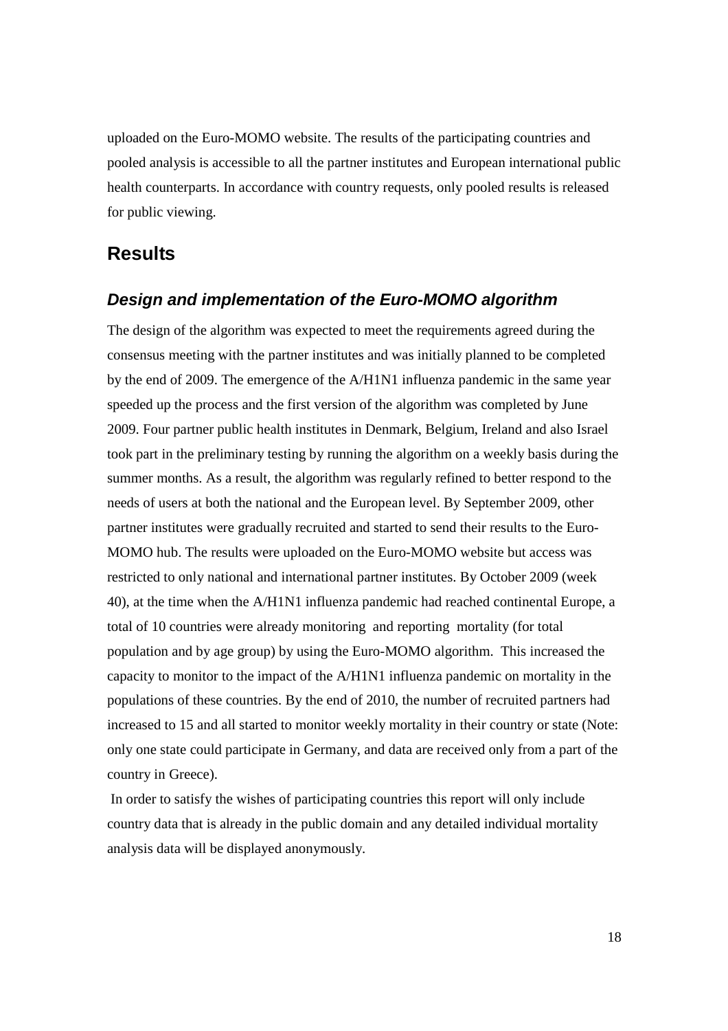uploaded on the Euro-MOMO website. The results of the participating countries and pooled analysis is accessible to all the partner institutes and European international public health counterparts. In accordance with country requests, only pooled results is released for public viewing.

## Results

### *Design and implementation of the Euro-MOMO algorithm*

The design of the algorithm was expected to meet the requirements agreed during the consensus meeting with the partner institutes and was initially planned to be completed by the end of 2009. The emergence of the A/H1N1 influenza pandemic in the same year speeded up the process and the first version of the algorithm was completed by June 2009. Four partner public health institutes in Denmark, Belgium, Ireland and also Israel took part in the preliminary testing by running the algorithm on a weekly basis during the summer months. As a result, the algorithm was regularly refined to better respond to the needs of users at both the national and the European level. By September 2009, other partner institutes were gradually recruited and started to send their results to the Euro-MOMO hub. The results were uploaded on the Euro-MOMO website but access was restricted to only national and international partner institutes. By October 2009 (week 40), at the time when the A/H1N1 influenza pandemic had reached continental Europe, a total of 10 countries were already monitoring and reporting mortality (for total population and by age group) by using the Euro-MOMO algorithm. This increased the capacity to monitor to the impact of the A/H1N1 influenza pandemic on mortality in the populations of these countries. By the end of 2010, the number of recruited partners had increased to 15 and all started to monitor weekly mortality in their country or state (Note: only one state could participate in Germany, and data are received only from a part of the country in Greece).

In order to satisfy the wishes of participating countries this report will only include country data that is already in the public domain and any detailed individual mortality analysis data will be displayed anonymously.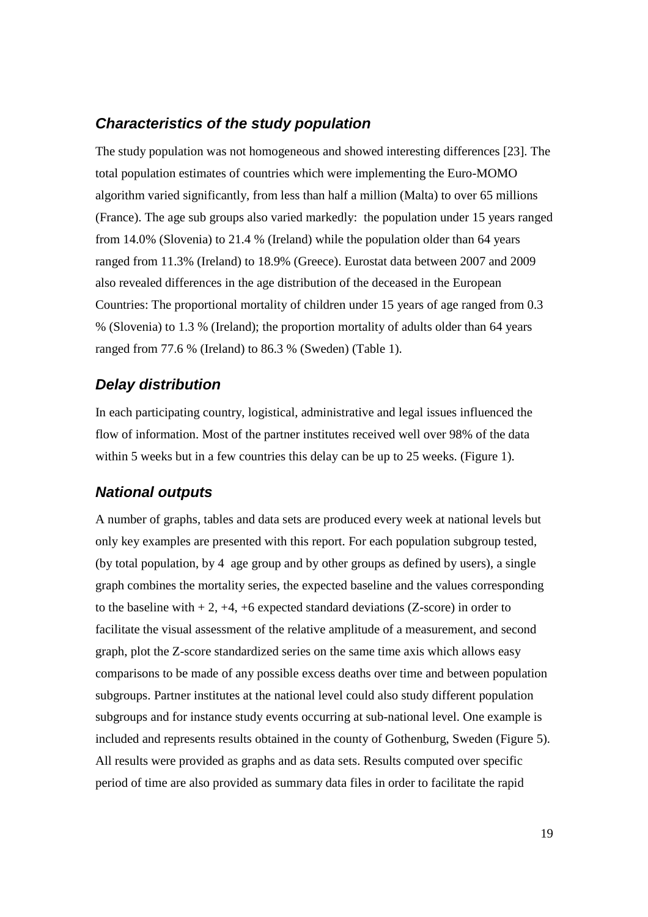### *Characteristics of the study population*

The study population was not homogeneous and showed interesting differences [23]. The total population estimates of countries which were implementing the Euro-MOMO algorithm varied significantly, from less than half a million (Malta) to over 65 millions (France). The age sub groups also varied markedly: the population under 15 years ranged from 14.0% (Slovenia) to 21.4 % (Ireland) while the population older than 64 years ranged from 11.3% (Ireland) to 18.9% (Greece). Eurostat data between 2007 and 2009 also revealed differences in the age distribution of the deceased in the European Countries: The proportional mortality of children under 15 years of age ranged from 0.3 % (Slovenia) to 1.3 % (Ireland); the proportion mortality of adults older than 64 years ranged from 77.6 % (Ireland) to 86.3 % (Sweden) (Table 1).

### *Delay distribution*

In each participating country, logistical, administrative and legal issues influenced the flow of information. Most of the partner institutes received well over 98% of the data within 5 weeks but in a few countries this delay can be up to 25 weeks. (Figure 1).

### *National outputs*

A number of graphs, tables and data sets are produced every week at national levels but only key examples are presented with this report. For each population subgroup tested, (by total population, by 4 age group and by other groups as defined by users), a single graph combines the mortality series, the expected baseline and the values corresponding to the baseline with + 2, +4, +6 expected standard deviations (Z-score) in order to facilitate the visual assessment of the relative amplitude of a measurement, and second graph, plot the Z-score standardized series on the same time axis which allows easy comparisons to be made of any possible excess deaths over time and between population subgroups. Partner institutes at the national level could also study different population subgroups and for instance study events occurring at sub-national level. One example is included and represents results obtained in the county of Gothenburg, Sweden (Figure 5). All results were provided as graphs and as data sets. Results computed over specific period of time are also provided as summary data files in order to facilitate the rapid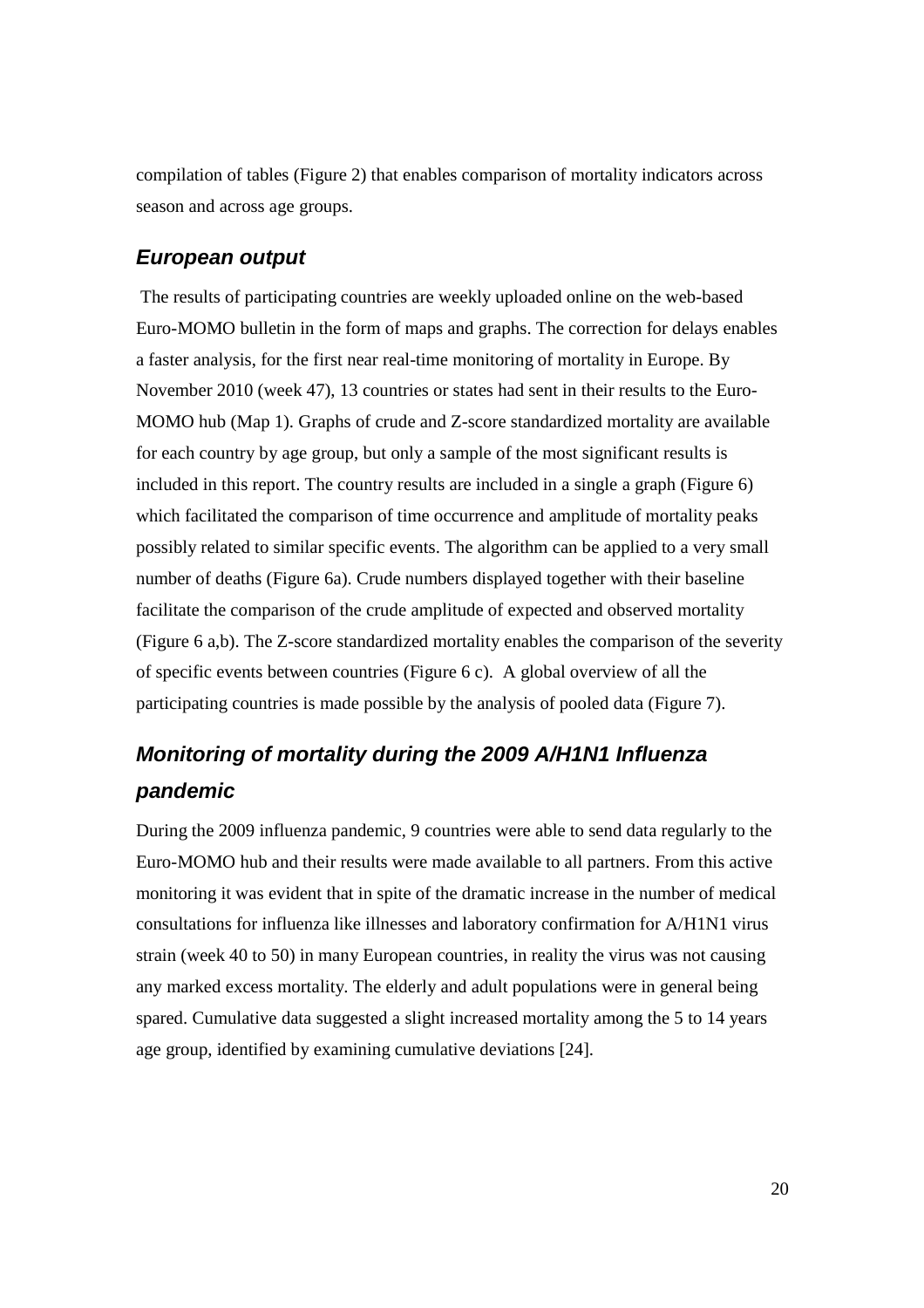compilation of tables (Figure 2) that enables comparison of mortality indicators across season and across age groups.

### *European output*

The results of participating countries are weekly uploaded online on the web-based Euro-MOMO bulletin in the form of maps and graphs. The correction for delays enables a faster analysis, for the first near real-time monitoring of mortality in Europe. By November 2010 (week 47), 13 countries or states had sent in their results to the Euro-MOMO hub (Map 1). Graphs of crude and Z-score standardized mortality are available for each country by age group, but only a sample of the most significant results is included in this report. The country results are included in a single a graph (Figure 6) which facilitated the comparison of time occurrence and amplitude of mortality peaks possibly related to similar specific events. The algorithm can be applied to a very small number of deaths (Figure 6a). Crude numbers displayed together with their baseline facilitate the comparison of the crude amplitude of expected and observed mortality (Figure 6 a,b). The Z-score standardized mortality enables the comparison of the severity of specific events between countries (Figure 6 c). A global overview of all the participating countries is made possible by the analysis of pooled data (Figure 7).

### *Monitoring of mortality during the 2009 A/H1N1 Influenza pandemic*

During the 2009 influenza pandemic, 9 countries were able to send data regularly to the Euro-MOMO hub and their results were made available to all partners. From this active monitoring it was evident that in spite of the dramatic increase in the number of medical consultations for influenza like illnesses and laboratory confirmation for A/H1N1 virus strain (week 40 to 50) in many European countries, in reality the virus was not causing any marked excess mortality. The elderly and adult populations were in general being spared. Cumulative data suggested a slight increased mortality among the 5 to 14 years age group, identified by examining cumulative deviations [24].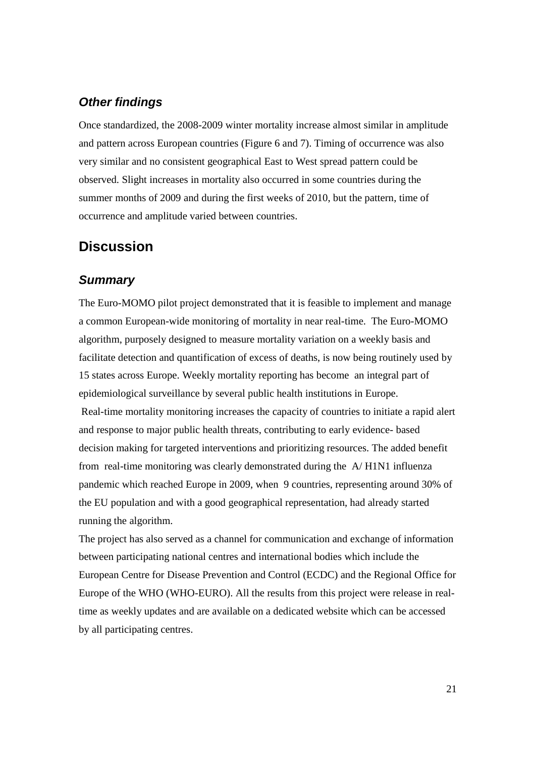### *Other findings*

Once standardized, the 2008-2009 winter mortality increase almost similar in amplitude and pattern across European countries (Figure 6 and 7). Timing of occurrence was also very similar and no consistent geographical East to West spread pattern could be observed. Slight increases in mortality also occurred in some countries during the summer months of 2009 and during the first weeks of 2010, but the pattern, time of occurrence and amplitude varied between countries.

## Discussion

### *Summary*

The Euro-MOMO pilot project demonstrated that it is feasible to implement and manage a common European-wide monitoring of mortality in near real-time. The Euro-MOMO algorithm, purposely designed to measure mortality variation on a weekly basis and facilitate detection and quantification of excess of deaths, is now being routinely used by 15 states across Europe. Weekly mortality reporting has become an integral part of epidemiological surveillance by several public health institutions in Europe.

Real-time mortality monitoring increases the capacity of countries to initiate a rapid alert and response to major public health threats, contributing to early evidence- based decision making for targeted interventions and prioritizing resources. The added benefit from real-time monitoring was clearly demonstrated during the A/ H1N1 influenza pandemic which reached Europe in 2009, when 9 countries, representing around 30% of the EU population and with a good geographical representation, had already started running the algorithm.

The project has also served as a channel for communication and exchange of information between participating national centres and international bodies which include the European Centre for Disease Prevention and Control (ECDC) and the Regional Office for Europe of the WHO (WHO-EURO). All the results from this project were release in real-time as weekly updates and are available on a dedicated website which can be accessed by all participating centres.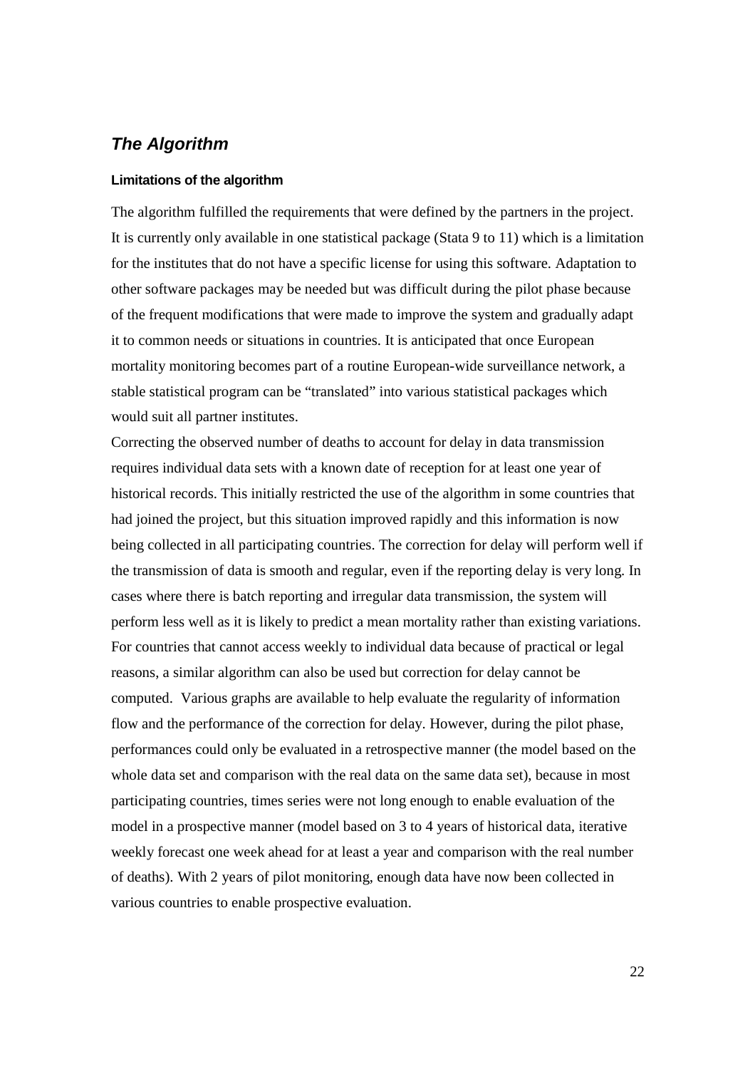## *The Algorithm*

#### Limitations of the algorithm

The algorithm fulfilled the requirements that were defined by the partners in the project. It is currently only available in one statistical package (Stata 9 to 11) which is a limitation for the institutes that do not have a specific license for using this software. Adaptation to other software packages may be needed but was difficult during the pilot phase because of the frequent modifications that were made to improve the system and gradually adapt it to common needs or situations in countries. It is anticipated that once European mortality monitoring becomes part of a routine European-wide surveillance network, a stable statistical program can be "translated" into various statistical packages which would suit all partner institutes.

Correcting the observed number of deaths to account for delay in data transmission requires individual data sets with a known date of reception for at least one year of historical records. This initially restricted the use of the algorithm in some countries that had joined the project, but this situation improved rapidly and this information is now being collected in all participating countries. The correction for delay will perform well if the transmission of data is smooth and regular, even if the reporting delay is very long. In cases where there is batch reporting and irregular data transmission, the system will perform less well as it is likely to predict a mean mortality rather than existing variations. For countries that cannot access weekly to individual data because of practical or legal reasons, a similar algorithm can also be used but correction for delay cannot be computed. Various graphs are available to help evaluate the regularity of information flow and the performance of the correction for delay. However, during the pilot phase, performances could only be evaluated in a retrospective manner (the model based on the whole data set and comparison with the real data on the same data set), because in most participating countries, times series were not long enough to enable evaluation of the model in a prospective manner (model based on 3 to 4 years of historical data, iterative weekly forecast one week ahead for at least a year and comparison with the real number of deaths). With 2 years of pilot monitoring, enough data have now been collected in various countries to enable prospective evaluation.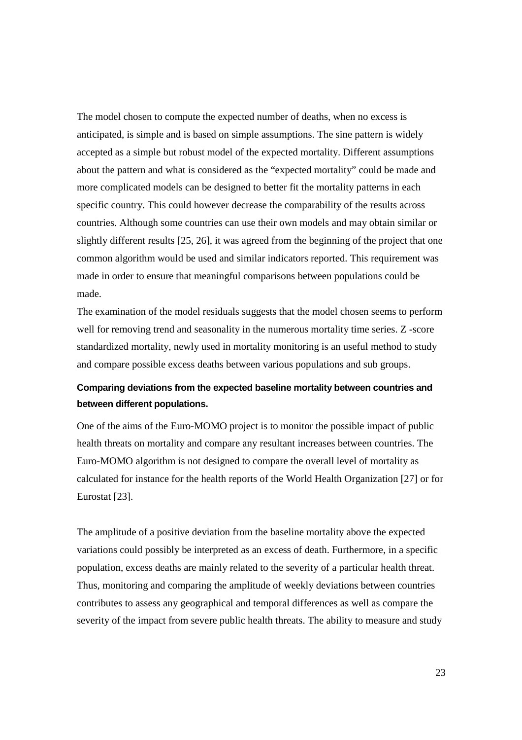The model chosen to compute the expected number of deaths, when no excess is anticipated, is simple and is based on simple assumptions. The sine pattern is widely accepted as a simple but robust model of the expected mortality. Different assumptions about the pattern and what is considered as the "expected mortality" could be made and more complicated models can be designed to better fit the mortality patterns in each specific country. This could however decrease the comparability of the results across countries. Although some countries can use their own models and may obtain similar or slightly different results [25, 26], it was agreed from the beginning of the project that one common algorithm would be used and similar indicators reported. This requirement was made in order to ensure that meaningful comparisons between populations could be made.

The examination of the model residuals suggests that the model chosen seems to perform well for removing trend and seasonality in the numerous mortality time series. Z -score standardized mortality, newly used in mortality monitoring is an useful method to study and compare possible excess deaths between various populations and sub groups.

**Comparing deviations from the expected baseline mortality between countries and between different populations.**

One of the aims of the Euro-MOMO project is to monitor the possible impact of public health threats on mortality and compare any resultant increases between countries. The Euro-MOMO algorithm is not designed to compare the overall level of mortality as calculated for instance for the health reports of the World Health Organization [27] or for Eurostat [23].

The amplitude of a positive deviation from the baseline mortality above the expected variations could possibly be interpreted as an excess of death. Furthermore, in a specific population, excess deaths are mainly related to the severity of a particular health threat. Thus, monitoring and comparing the amplitude of weekly deviations between countries contributes to assess any geographical and temporal differences as well as compare the severity of the impact from severe public health threats. The ability to measure and study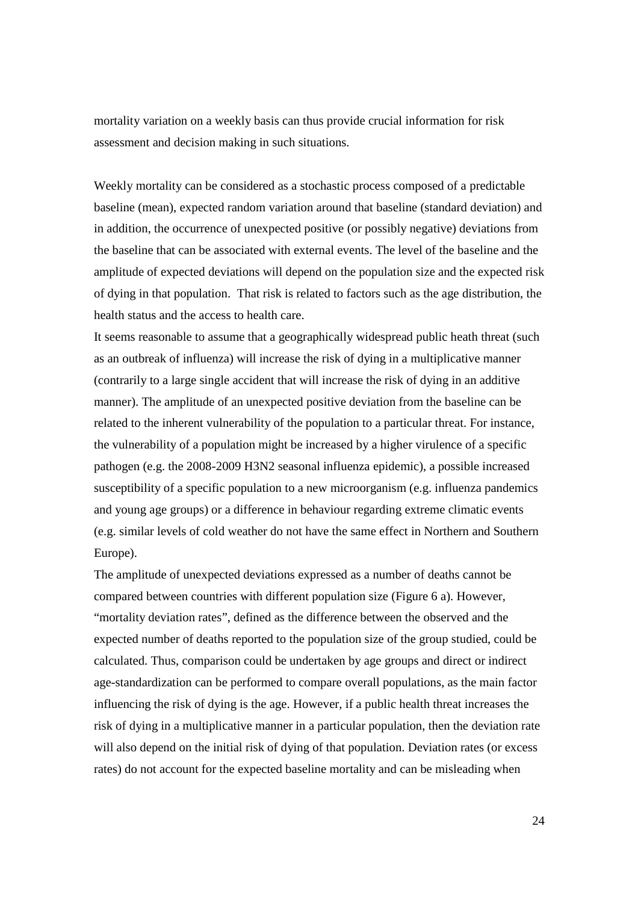mortality variation on a weekly basis can thus provide crucial information for risk assessment and decision making in such situations.

Weekly mortality can be considered as a stochastic process composed of a predictable baseline (mean), expected random variation around that baseline (standard deviation) and in addition, the occurrence of unexpected positive (or possibly negative) deviations from the baseline that can be associated with external events. The level of the baseline and the amplitude of expected deviations will depend on the population size and the expected risk of dying in that population. That risk is related to factors such as the age distribution, the health status and the access to health care.

It seems reasonable to assume that a geographically widespread public heath threat (such as an outbreak of influenza) will increase the risk of dying in a multiplicative manner (contrarily to a large single accident that will increase the risk of dying in an additive manner). The amplitude of an unexpected positive deviation from the baseline can be related to the inherent vulnerability of the population to a particular threat. For instance, the vulnerability of a population might be increased by a higher virulence of a specific pathogen (e.g. the 2008-2009 H3N2 seasonal influenza epidemic), a possible increased susceptibility of a specific population to a new microorganism (e.g. influenza pandemics and young age groups) or a difference in behaviour regarding extreme climatic events (e.g. similar levels of cold weather do not have the same effect in Northern and Southern Europe).

The amplitude of unexpected deviations expressed as a number of deaths cannot be compared between countries with different population size (Figure 6 a). However, "mortality deviation rates", defined as the difference between the observed and the expected number of deaths reported to the population size of the group studied, could be calculated. Thus, comparison could be undertaken by age groups and direct or indirect age-standardization can be performed to compare overall populations, as the main factor influencing the risk of dying is the age. However, if a public health threat increases the risk of dying in a multiplicative manner in a particular population, then the deviation rate will also depend on the initial risk of dying of that population. Deviation rates (or excess rates) do not account for the expected baseline mortality and can be misleading when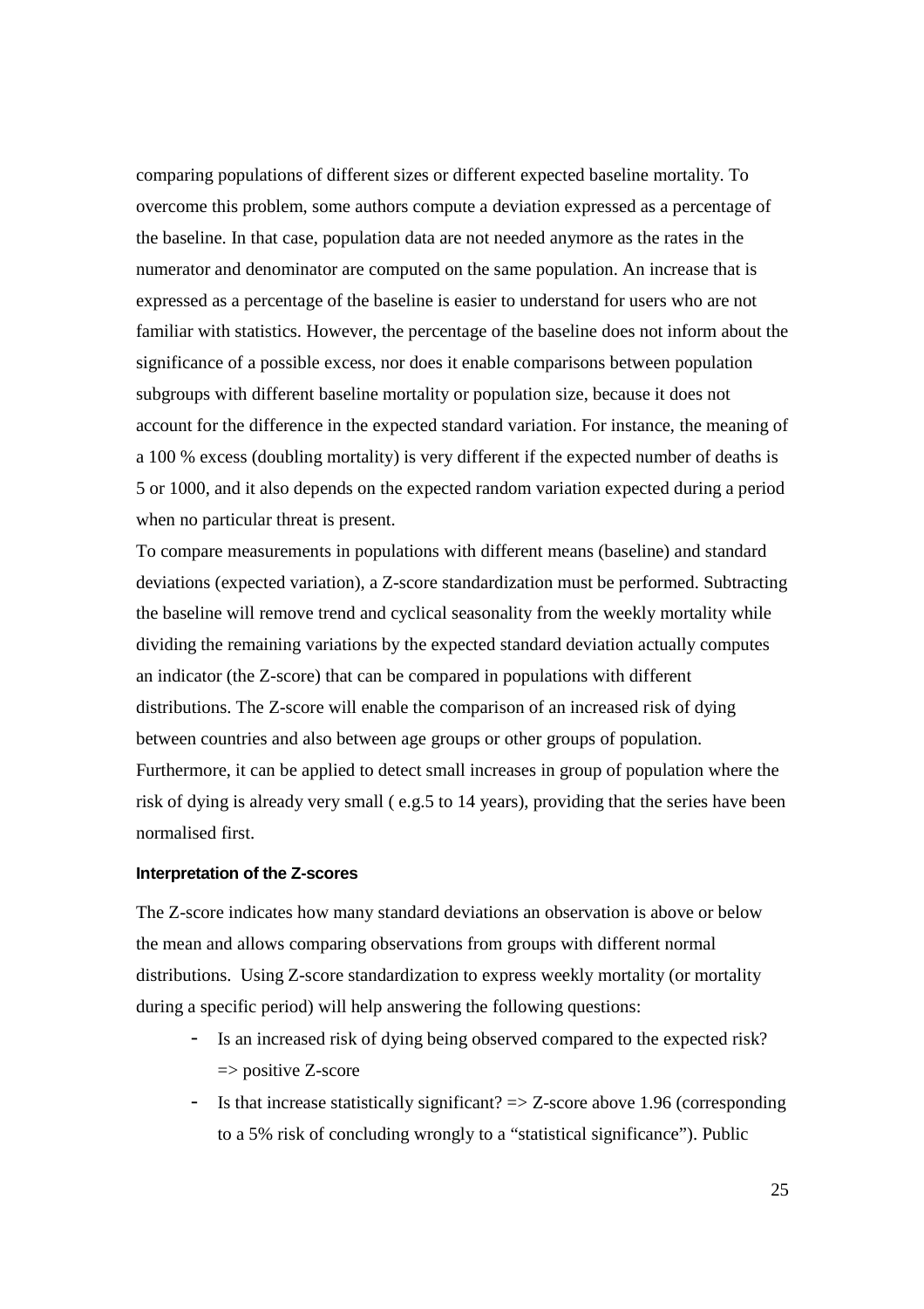comparing populations of different sizes or different expected baseline mortality. To overcome this problem, some authors compute a deviation expressed as a percentage of the baseline. In that case, population data are not needed anymore as the rates in the numerator and denominator are computed on the same population. An increase that is expressed as a percentage of the baseline is easier to understand for users who are not familiar with statistics. However, the percentage of the baseline does not inform about the significance of a possible excess, nor does it enable comparisons between population subgroups with different baseline mortality or population size, because it does not account for the difference in the expected standard variation. For instance, the meaning of a 100 % excess (doubling mortality) is very different if the expected number of deaths is 5 or 1000, and it also depends on the expected random variation expected during a period when no particular threat is present.

To compare measurements in populations with different means (baseline) and standard deviations (expected variation), a Z-score standardization must be performed. Subtracting the baseline will remove trend and cyclical seasonality from the weekly mortality while dividing the remaining variations by the expected standard deviation actually computes an indicator (the Z-score) that can be compared in populations with different distributions. The Z-score will enable the comparison of an increased risk of dying between countries and also between age groups or other groups of population. Furthermore, it can be applied to detect small increases in group of population where the risk of dying is already very small ( e.g.5 to 14 years), providing that the series have been normalised first.

#### Interpretation of the Z-scores

The Z-score indicates how many standard deviations an observation is above or below the mean and allows comparing observations from groups with different normal distributions. Using Z-score standardization to express weekly mortality (or mortality during a specific period) will help answering the following questions:

- Is an increased risk of dying being observed compared to the expected risk? => positive Z-score
- Is that increase statistically significant? => Z-score above 1.96 (corresponding to a 5% risk of concluding wrongly to a "statistical significance"). Public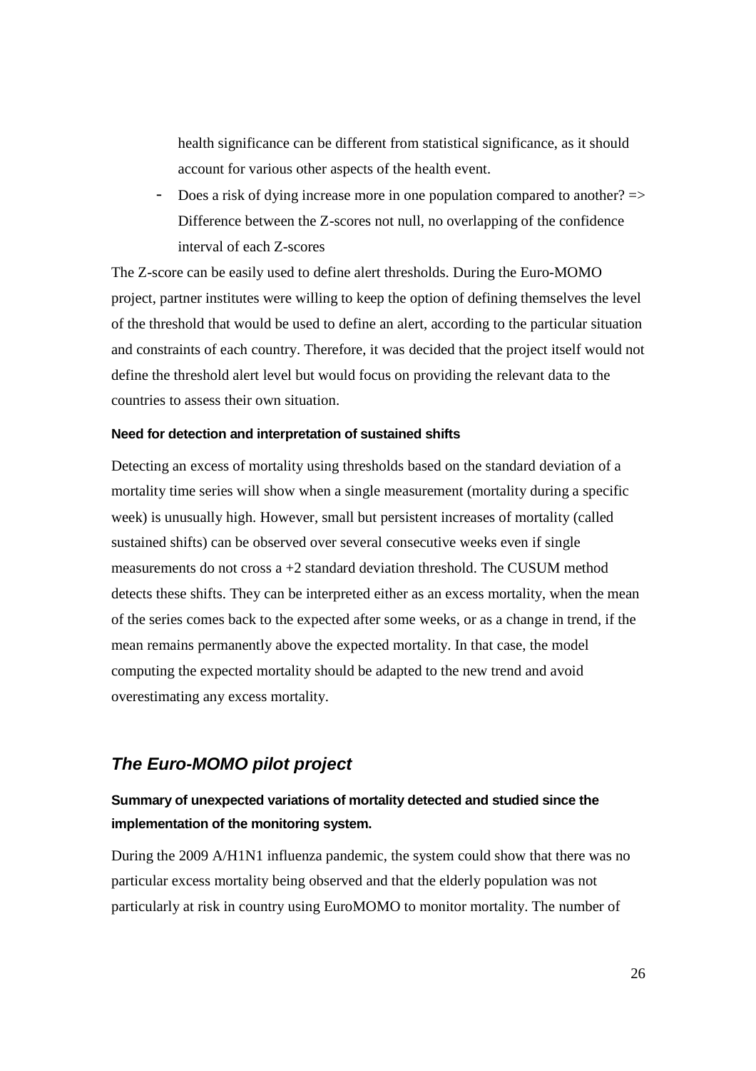health significance can be different from statistical significance, as it should account for various other aspects of the health event.

- Does a risk of dying increase more in one population compared to another? => Difference between the Z-scores not null, no overlapping of the confidence interval of each Z-scores

The Z-score can be easily used to define alert thresholds. During the Euro-MOMO project, partner institutes were willing to keep the option of defining themselves the level of the threshold that would be used to define an alert, according to the particular situation and constraints of each country. Therefore, it was decided that the project itself would not define the threshold alert level but would focus on providing the relevant data to the countries to assess their own situation.

#### Need for detection and interpretation of sustained shifts

Detecting an excess of mortality using thresholds based on the standard deviation of a mortality time series will show when a single measurement (mortality during a specific week) is unusually high. However, small but persistent increases of mortality (called sustained shifts) can be observed over several consecutive weeks even if single measurements do not cross a +2 standard deviation threshold. The CUSUM method detects these shifts. They can be interpreted either as an excess mortality, when the mean of the series comes back to the expected after some weeks, or as a change in trend, if the mean remains permanently above the expected mortality. In that case, the model computing the expected mortality should be adapted to the new trend and avoid overestimating any excess mortality.

## *The Euro-MOMO pilot project*

#### Summary of unexpected variations of mortality detected and studied since the implementation of the monitoring system.

During the 2009 A/H1N1 influenza pandemic, the system could show that there was no particular excess mortality being observed and that the elderly population was not particularly at risk in country using EuroMOMO to monitor mortality. The number of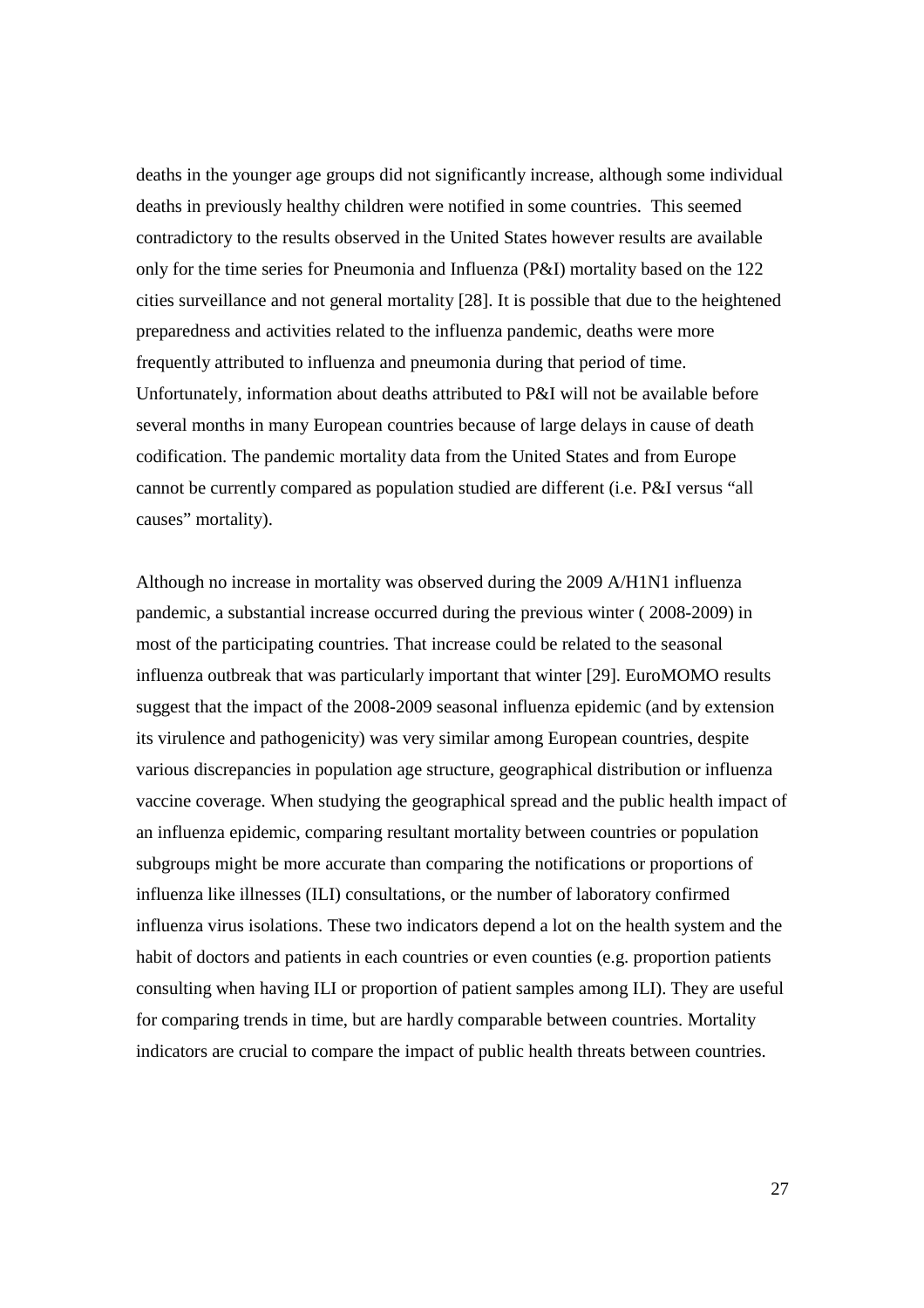deaths in the younger age groups did not significantly increase, although some individual deaths in previously healthy children were notified in some countries. This seemed contradictory to the results observed in the United States however results are available only for the time series for Pneumonia and Influenza (P&I) mortality based on the 122 cities surveillance and not general mortality [28]. It is possible that due to the heightened preparedness and activities related to the influenza pandemic, deaths were more frequently attributed to influenza and pneumonia during that period of time. Unfortunately, information about deaths attributed to P&I will not be available before several months in many European countries because of large delays in cause of death codification. The pandemic mortality data from the United States and from Europe cannot be currently compared as population studied are different (i.e. P&I versus "all causes" mortality).

Although no increase in mortality was observed during the 2009 A/H1N1 influenza pandemic, a substantial increase occurred during the previous winter ( 2008-2009) in most of the participating countries. That increase could be related to the seasonal influenza outbreak that was particularly important that winter [29]. EuroMOMO results suggest that the impact of the 2008-2009 seasonal influenza epidemic (and by extension its virulence and pathogenicity) was very similar among European countries, despite various discrepancies in population age structure, geographical distribution or influenza vaccine coverage. When studying the geographical spread and the public health impact of an influenza epidemic, comparing resultant mortality between countries or population subgroups might be more accurate than comparing the notifications or proportions of influenza like illnesses (ILI) consultations, or the number of laboratory confirmed influenza virus isolations. These two indicators depend a lot on the health system and the habit of doctors and patients in each countries or even counties (e.g. proportion patients consulting when having ILI or proportion of patient samples among ILI). They are useful for comparing trends in time, but are hardly comparable between countries. Mortality indicators are crucial to compare the impact of public health threats between countries.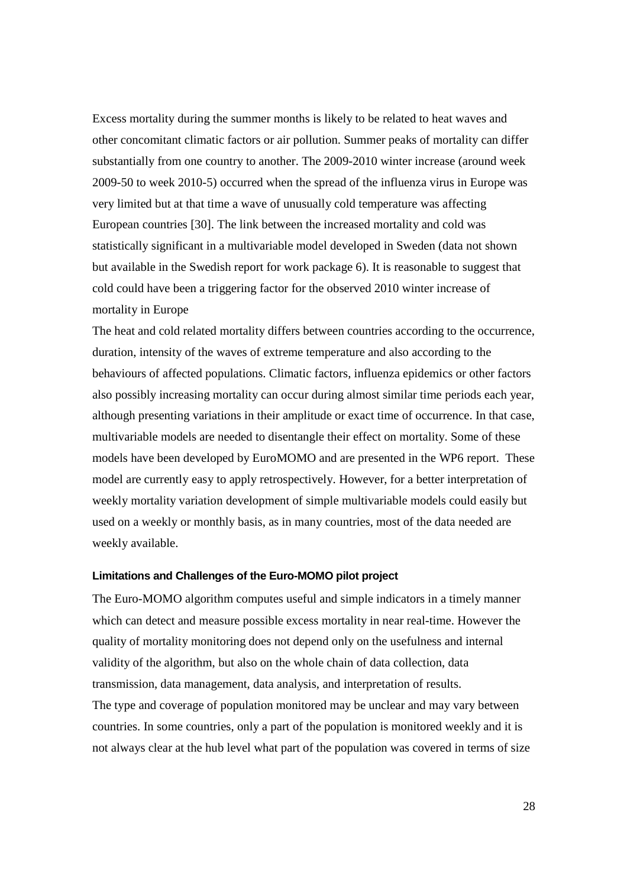Excess mortality during the summer months is likely to be related to heat waves and other concomitant climatic factors or air pollution. Summer peaks of mortality can differ substantially from one country to another. The 2009-2010 winter increase (around week 2009-50 to week 2010-5) occurred when the spread of the influenza virus in Europe was very limited but at that time a wave of unusually cold temperature was affecting European countries [30]. The link between the increased mortality and cold was statistically significant in a multivariable model developed in Sweden (data not shown but available in the Swedish report for work package 6). It is reasonable to suggest that cold could have been a triggering factor for the observed 2010 winter increase of mortality in Europe

The heat and cold related mortality differs between countries according to the occurrence, duration, intensity of the waves of extreme temperature and also according to the behaviours of affected populations. Climatic factors, influenza epidemics or other factors also possibly increasing mortality can occur during almost similar time periods each year, although presenting variations in their amplitude or exact time of occurrence. In that case, multivariable models are needed to disentangle their effect on mortality. Some of these models have been developed by EuroMOMO and are presented in the WP6 report. These model are currently easy to apply retrospectively. However, for a better interpretation of weekly mortality variation development of simple multivariable models could easily but used on a weekly or monthly basis, as in many countries, most of the data needed are weekly available.

#### Limitations and Challenges of the Euro-MOMO pilot project

The Euro-MOMO algorithm computes useful and simple indicators in a timely manner which can detect and measure possible excess mortality in near real-time. However the quality of mortality monitoring does not depend only on the usefulness and internal validity of the algorithm, but also on the whole chain of data collection, data transmission, data management, data analysis, and interpretation of results.

The type and coverage of population monitored may be unclear and may vary between countries. In some countries, only a part of the population is monitored weekly and it is not always clear at the hub level what part of the population was covered in terms of size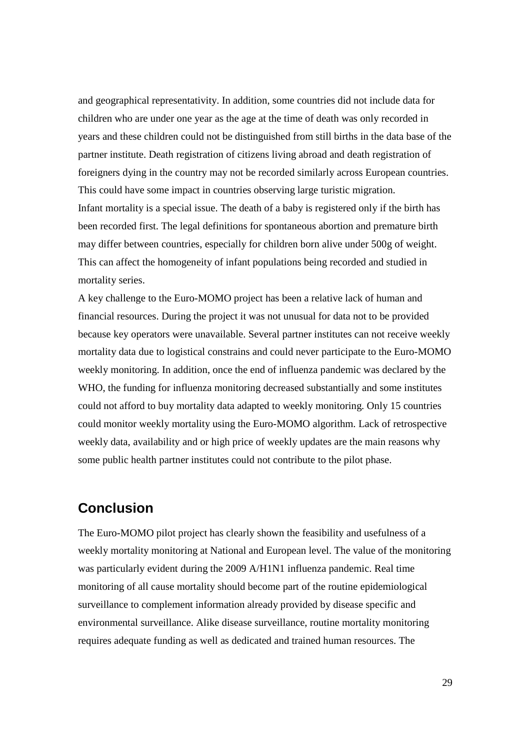and geographical representativity. In addition, some countries did not include data for children who are under one year as the age at the time of death was only recorded in years and these children could not be distinguished from still births in the data base of the partner institute. Death registration of citizens living abroad and death registration of foreigners dying in the country may not be recorded similarly across European countries. This could have some impact in countries observing large turistic migration.

Infant mortality is a special issue. The death of a baby is registered only if the birth has been recorded first. The legal definitions for spontaneous abortion and premature birth may differ between countries, especially for children born alive under 500g of weight. This can affect the homogeneity of infant populations being recorded and studied in mortality series.

A key challenge to the Euro-MOMO project has been a relative lack of human and financial resources. During the project it was not unusual for data not to be provided because key operators were unavailable. Several partner institutes can not receive weekly mortality data due to logistical constrains and could never participate to the Euro-MOMO weekly monitoring. In addition, once the end of influenza pandemic was declared by the WHO, the funding for influenza monitoring decreased substantially and some institutes could not afford to buy mortality data adapted to weekly monitoring. Only 15 countries could monitor weekly mortality using the Euro-MOMO algorithm. Lack of retrospective weekly data, availability and or high price of weekly updates are the main reasons why some public health partner institutes could not contribute to the pilot phase.

## Conclusion

The Euro-MOMO pilot project has clearly shown the feasibility and usefulness of a weekly mortality monitoring at National and European level. The value of the monitoring was particularly evident during the 2009 A/H1N1 influenza pandemic. Real time monitoring of all cause mortality should become part of the routine epidemiological surveillance to complement information already provided by disease specific and environmental surveillance. Alike disease surveillance, routine mortality monitoring requires adequate funding as well as dedicated and trained human resources. The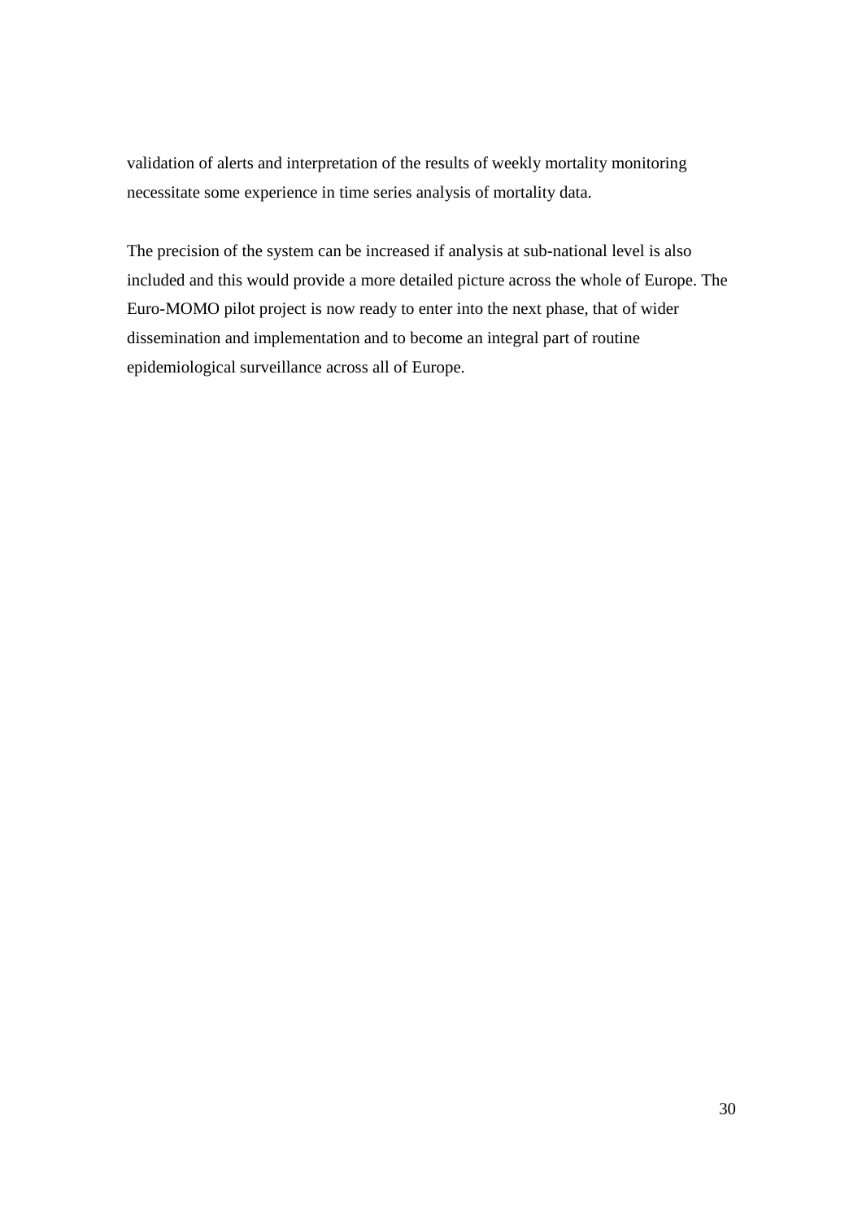validation of alerts and interpretation of the results of weekly mortality monitoring necessitate some experience in time series analysis of mortality data.

The precision of the system can be increased if analysis at sub-national level is also included and this would provide a more detailed picture across the whole of Europe. The Euro-MOMO pilot project is now ready to enter into the next phase, that of wider dissemination and implementation and to become an integral part of routine epidemiological surveillance across all of Europe.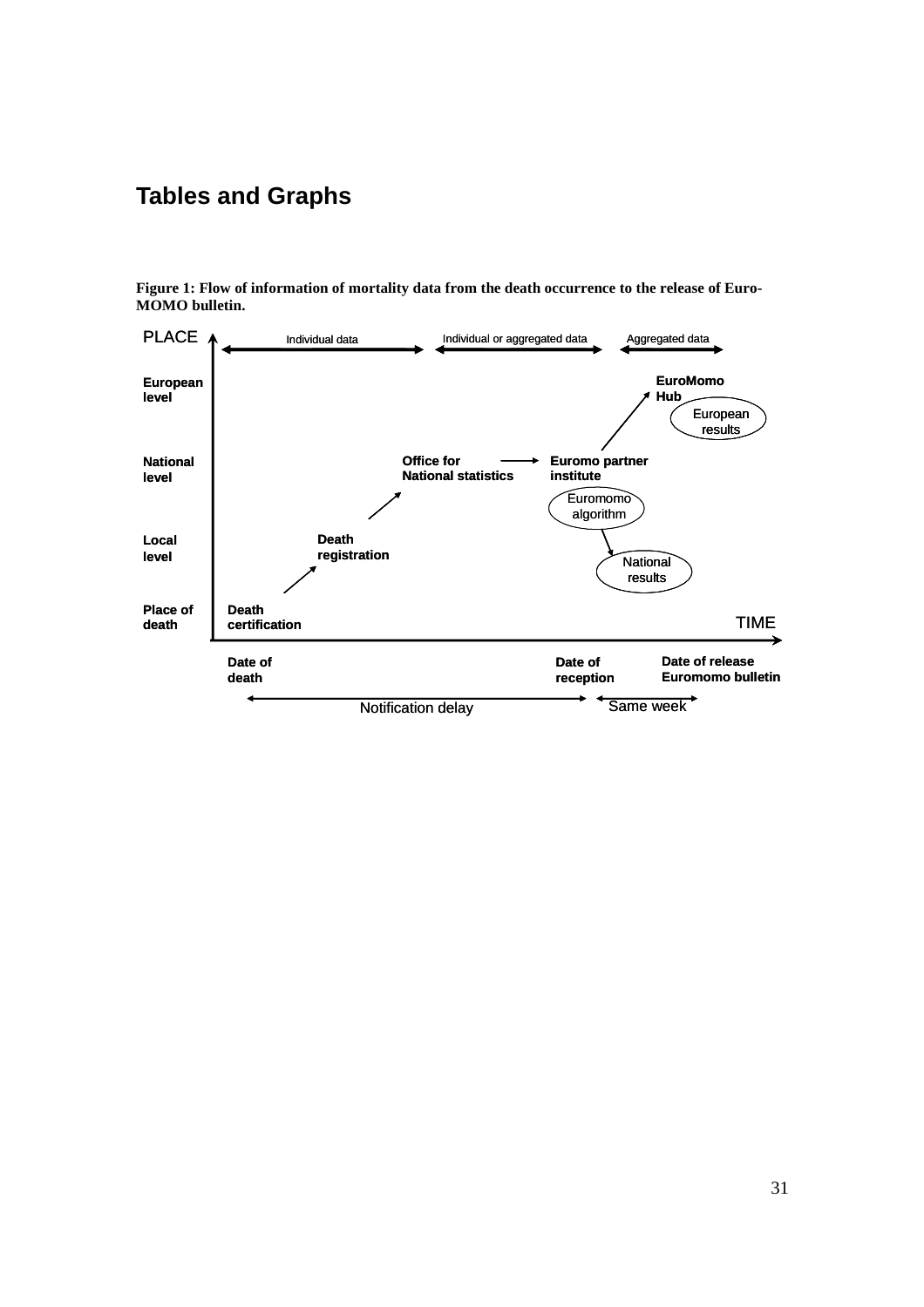## Tables and Graphs

**Figure 1: Flow of information of mortality data from the death occurrence to the release of Euro-MOMO bulletin.**

PLACE

Individual data | Individual or aggregated data | Aggregated data

**European level** — **EuroMomo Hub** — European results

**National level** — **Office for National statistics** → **Euromo partner institute** — Euromomo algorithm

**Local level** — **Death registration** — National results

**Place of death** — **Death certification**

TIME

**Date of death** | **Date of reception** | **Date of release Euromomo bulletin**

Notification delay | Same week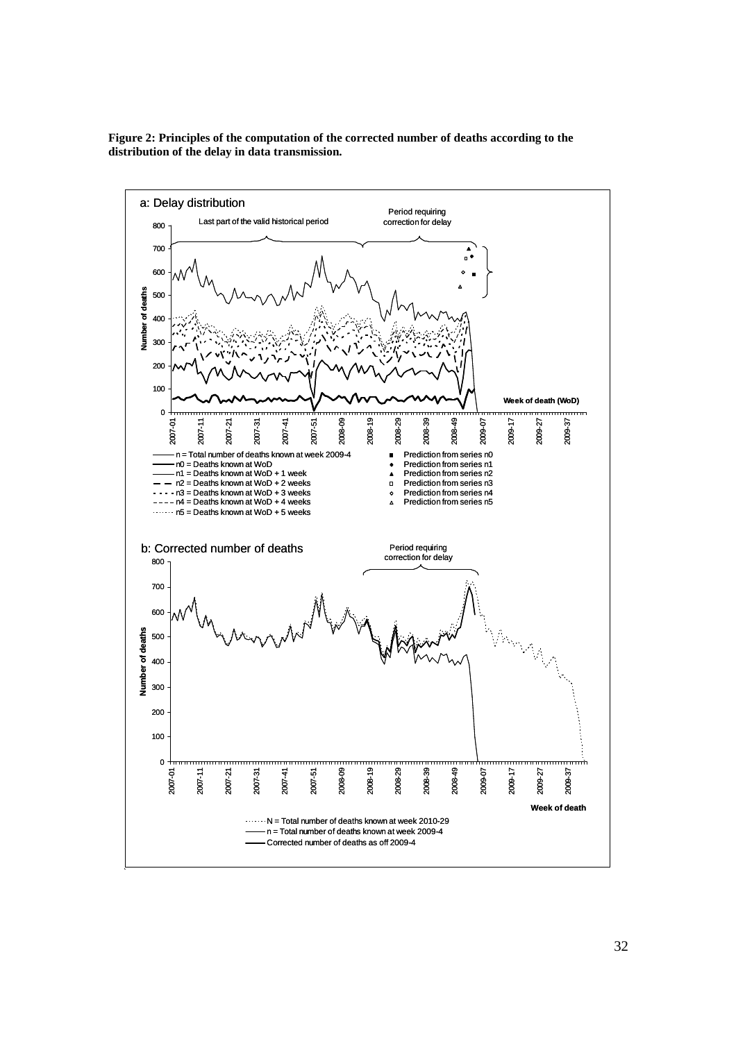**Figure 2: Principles of the computation of the corrected number of deaths according to the distribution of the delay in data transmission.**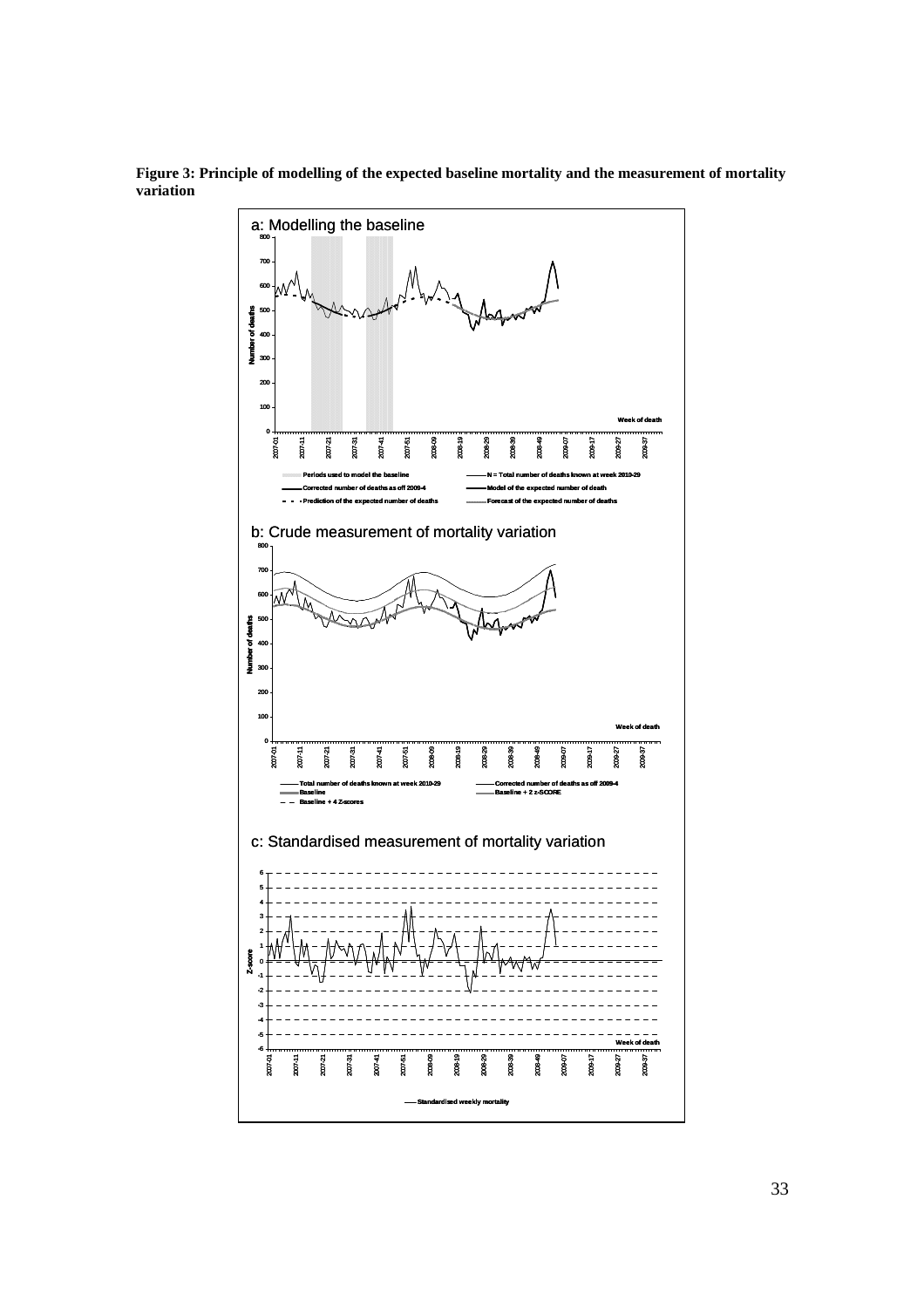**Figure 3: Principle of modelling of the expected baseline mortality and the measurement of mortality variation**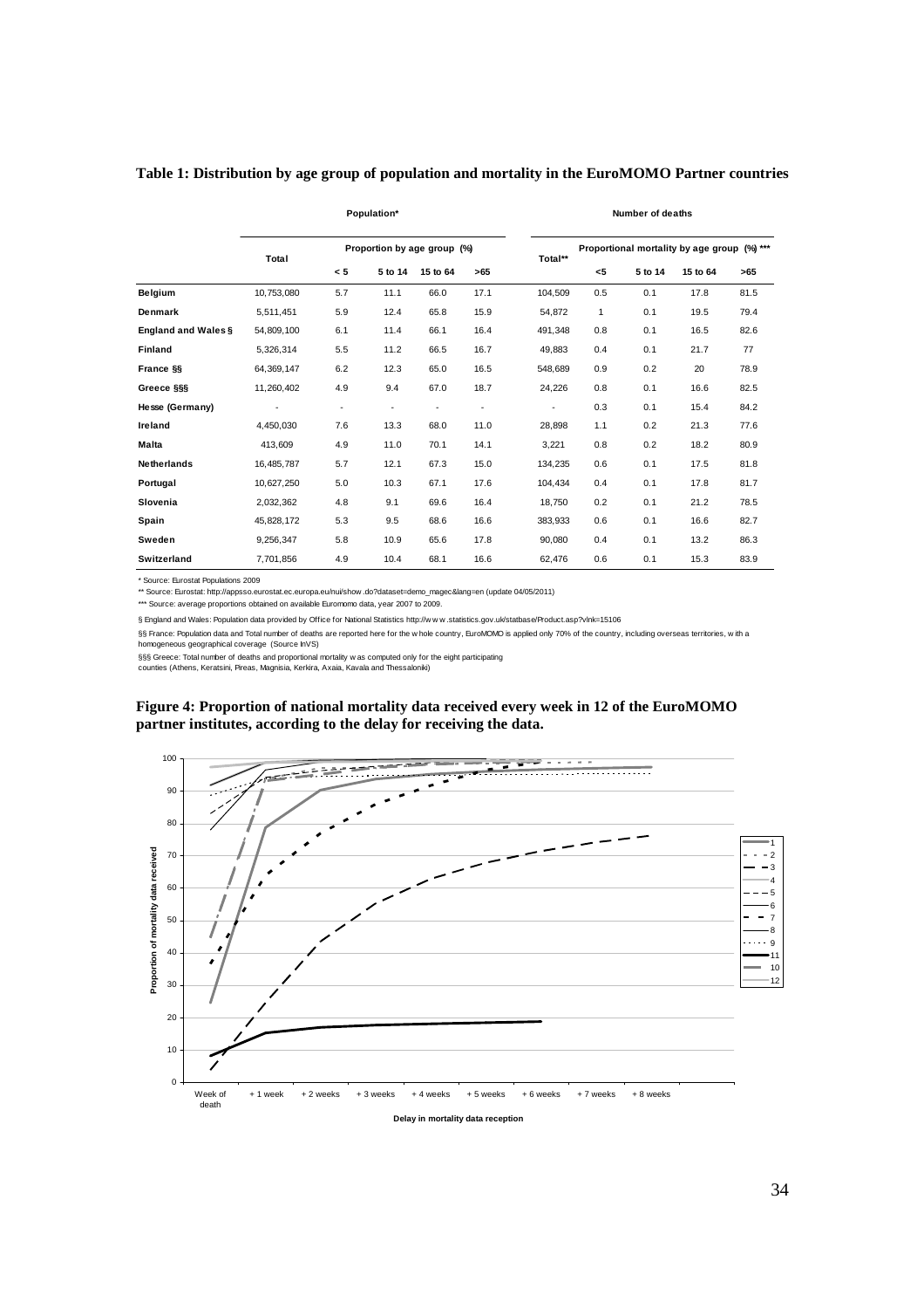**Table 1: Distribution by age group of population and mortality in the EuroMOMO Partner countries**

| | Population* | | | | | Number of deaths | | | | |
|---|---|---|---|---|---|---|---|---|---|---|
| | Total | Proportion by age group (%) | | | | Total** | Proportional mortality by age group (%) *** | | | |
| | | < 5 | 5 to 14 | 15 to 64 | >65 | | <5 | 5 to 14 | 15 to 64 | >65 |
| **Belgium** | 10,753,080 | 5.7 | 11.1 | 66.0 | 17.1 | 104,509 | 0.5 | 0.1 | 17.8 | 81.5 |
| **Denmark** | 5,511,451 | 5.9 | 12.4 | 65.8 | 15.9 | 54,872 | 1 | 0.1 | 19.5 | 79.4 |
| **England and Wales §** | 54,809,100 | 6.1 | 11.4 | 66.1 | 16.4 | 491,348 | 0.8 | 0.1 | 16.5 | 82.6 |
| **Finland** | 5,326,314 | 5.5 | 11.2 | 66.5 | 16.7 | 49,883 | 0.4 | 0.1 | 21.7 | 77 |
| **France §§** | 64,369,147 | 6.2 | 12.3 | 65.0 | 16.5 | 548,689 | 0.9 | 0.2 | 20 | 78.9 |
| **Greece §§§** | 11,260,402 | 4.9 | 9.4 | 67.0 | 18.7 | 24,226 | 0.8 | 0.1 | 16.6 | 82.5 |
| **Hesse (Germany)** | - | - | - | - | - | - | 0.3 | 0.1 | 15.4 | 84.2 |
| **Ireland** | 4,450,030 | 7.6 | 13.3 | 68.0 | 11.0 | 28,898 | 1.1 | 0.2 | 21.3 | 77.6 |
| **Malta** | 413,609 | 4.9 | 11.0 | 70.1 | 14.1 | 3,221 | 0.8 | 0.2 | 18.2 | 80.9 |
| **Netherlands** | 16,485,787 | 5.7 | 12.1 | 67.3 | 15.0 | 134,235 | 0.6 | 0.1 | 17.5 | 81.8 |
| **Portugal** | 10,627,250 | 5.0 | 10.3 | 67.1 | 17.6 | 104,434 | 0.4 | 0.1 | 17.8 | 81.7 |
| **Slovenia** | 2,032,362 | 4.8 | 9.1 | 69.6 | 16.4 | 18,750 | 0.2 | 0.1 | 21.2 | 78.5 |
| **Spain** | 45,828,172 | 5.3 | 9.5 | 68.6 | 16.6 | 383,933 | 0.6 | 0.1 | 16.6 | 82.7 |
| **Sweden** | 9,256,347 | 5.8 | 10.9 | 65.6 | 17.8 | 90,080 | 0.4 | 0.1 | 13.2 | 86.3 |
| **Switzerland** | 7,701,856 | 4.9 | 10.4 | 68.1 | 16.6 | 62,476 | 0.6 | 0.1 | 15.3 | 83.9 |

\* Source: Eurostat Populations 2009

** Source: Eurostat: http://appsso.eurostat.ec.europa.eu/nui/show.do?dataset=demo_magec&lang=en (update 04/05/2011)

*** Source: average proportions obtained on available Euromomo data, year 2007 to 2009.

§ England and Wales: Population data provided by Office for National Statistics http://www.statistics.gov.uk/statbase/Product.asp?vlnk=15106

§§ France: Population data and Total number of deaths are reported here for the whole country, EuroMOMO is applied only 70% of the country, including overseas territories, with a homogeneous geographical coverage (Source InVS)

§§§ Greece: Total number of deaths and proportional mortality was computed only for the eight participating counties (Athens, Keratsini, Pireas, Magnisia, Kerkira, Axaia, Kavala and Thessaloniki)

**Figure 4: Proportion of national mortality data received every week in 12 of the EuroMOMO partner institutes, according to the delay for receiving the data.**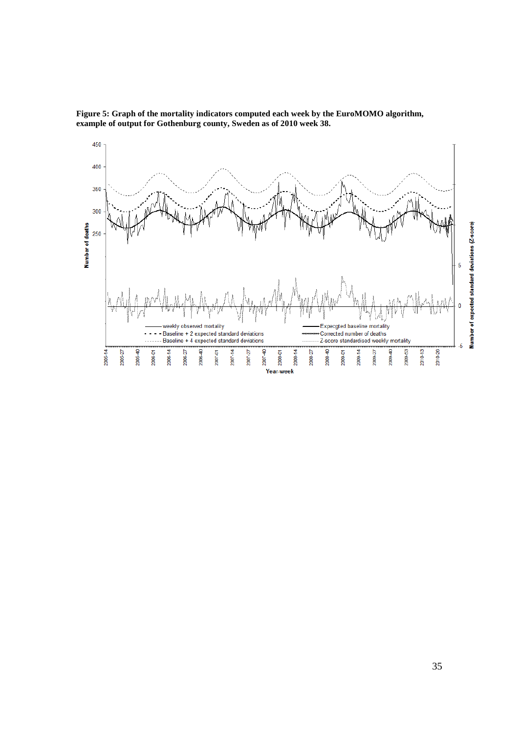**Figure 5: Graph of the mortality indicators computed each week by the EuroMOMO algorithm, example of output for Gothenburg county, Sweden as of 2010 week 38.**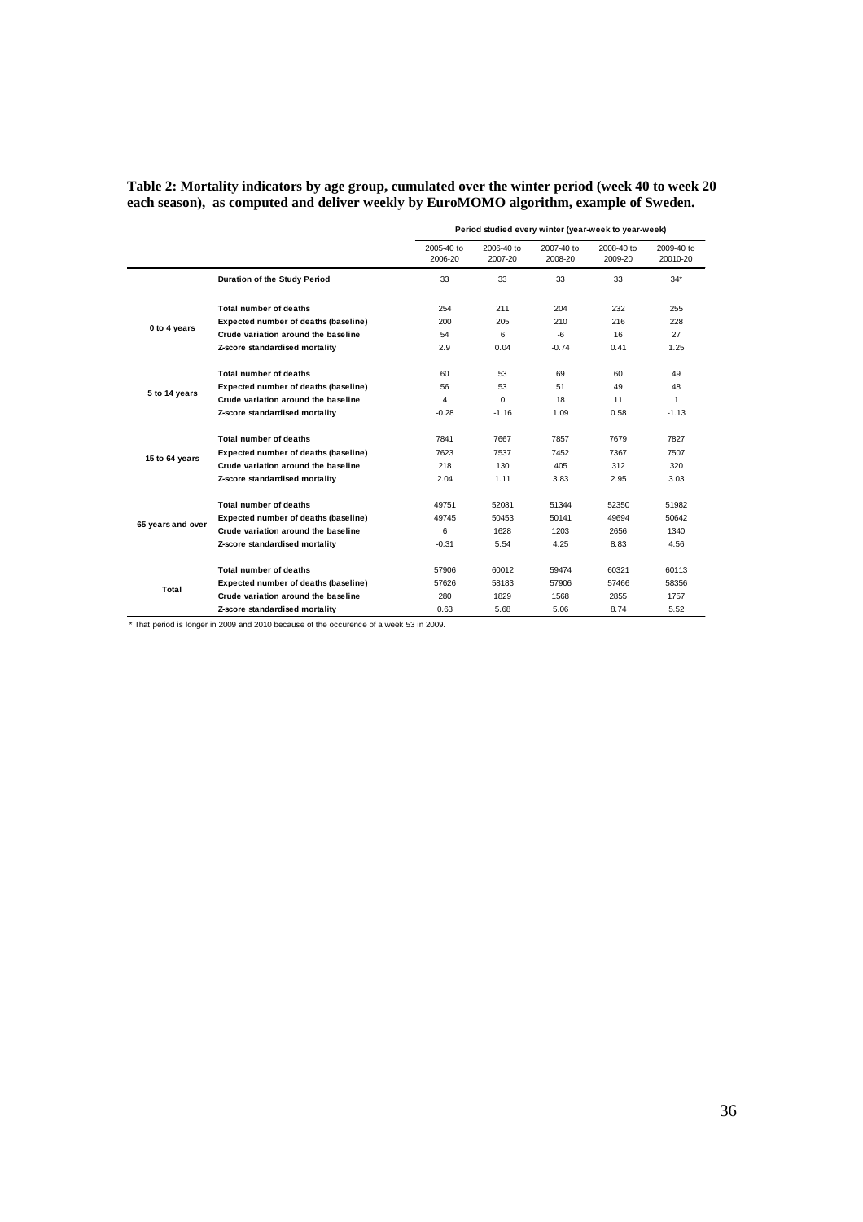**Table 2: Mortality indicators by age group, cumulated over the winter period (week 40 to week 20 each season), as computed and deliver weekly by EuroMOMO algorithm, example of Sweden.**

| | | Period studied every winter (year-week to year-week) | | | | |
|---|---|---|---|---|---|---|
| | | 2005-40 to 2006-20 | 2006-40 to 2007-20 | 2007-40 to 2008-20 | 2008-40 to 2009-20 | 2009-40 to 20010-20 |
| | **Duration of the Study Period** | 33 | 33 | 33 | 33 | 34* |
| **0 to 4 years** | **Total number of deaths** | 254 | 211 | 204 | 232 | 255 |
| | **Expected number of deaths (baseline)** | 200 | 205 | 210 | 216 | 228 |
| | **Crude variation around the baseline** | 54 | 6 | -6 | 16 | 27 |
| | **Z-score standardised mortality** | 2.9 | 0.04 | -0.74 | 0.41 | 1.25 |
| **5 to 14 years** | **Total number of deaths** | 60 | 53 | 69 | 60 | 49 |
| | **Expected number of deaths (baseline)** | 56 | 53 | 51 | 49 | 48 |
| | **Crude variation around the baseline** | 4 | 0 | 18 | 11 | 1 |
| | **Z-score standardised mortality** | -0.28 | -1.16 | 1.09 | 0.58 | -1.13 |
| **15 to 64 years** | **Total number of deaths** | 7841 | 7667 | 7857 | 7679 | 7827 |
| | **Expected number of deaths (baseline)** | 7623 | 7537 | 7452 | 7367 | 7507 |
| | **Crude variation around the baseline** | 218 | 130 | 405 | 312 | 320 |
| | **Z-score standardised mortality** | 2.04 | 1.11 | 3.83 | 2.95 | 3.03 |
| **65 years and over** | **Total number of deaths** | 49751 | 52081 | 51344 | 52350 | 51982 |
| | **Expected number of deaths (baseline)** | 49745 | 50453 | 50141 | 49694 | 50642 |
| | **Crude variation around the baseline** | 6 | 1628 | 1203 | 2656 | 1340 |
| | **Z-score standardised mortality** | -0.31 | 5.54 | 4.25 | 8.83 | 4.56 |
| **Total** | **Total number of deaths** | 57906 | 60012 | 59474 | 60321 | 60113 |
| | **Expected number of deaths (baseline)** | 57626 | 58183 | 57906 | 57466 | 58356 |
| | **Crude variation around the baseline** | 280 | 1829 | 1568 | 2855 | 1757 |
| | **Z-score standardised mortality** | 0.63 | 5.68 | 5.06 | 8.74 | 5.52 |

* That period is longer in 2009 and 2010 because of the occurence of a week 53 in 2009.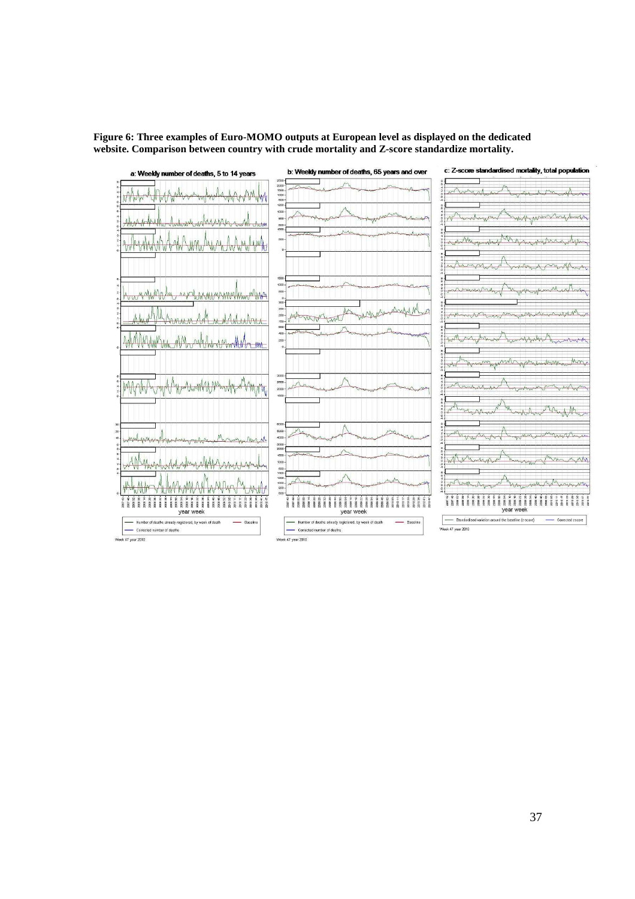**Figure 6: Three examples of Euro-MOMO outputs at European level as displayed on the dedicated website. Comparison between country with crude mortality and Z-score standardize mortality.**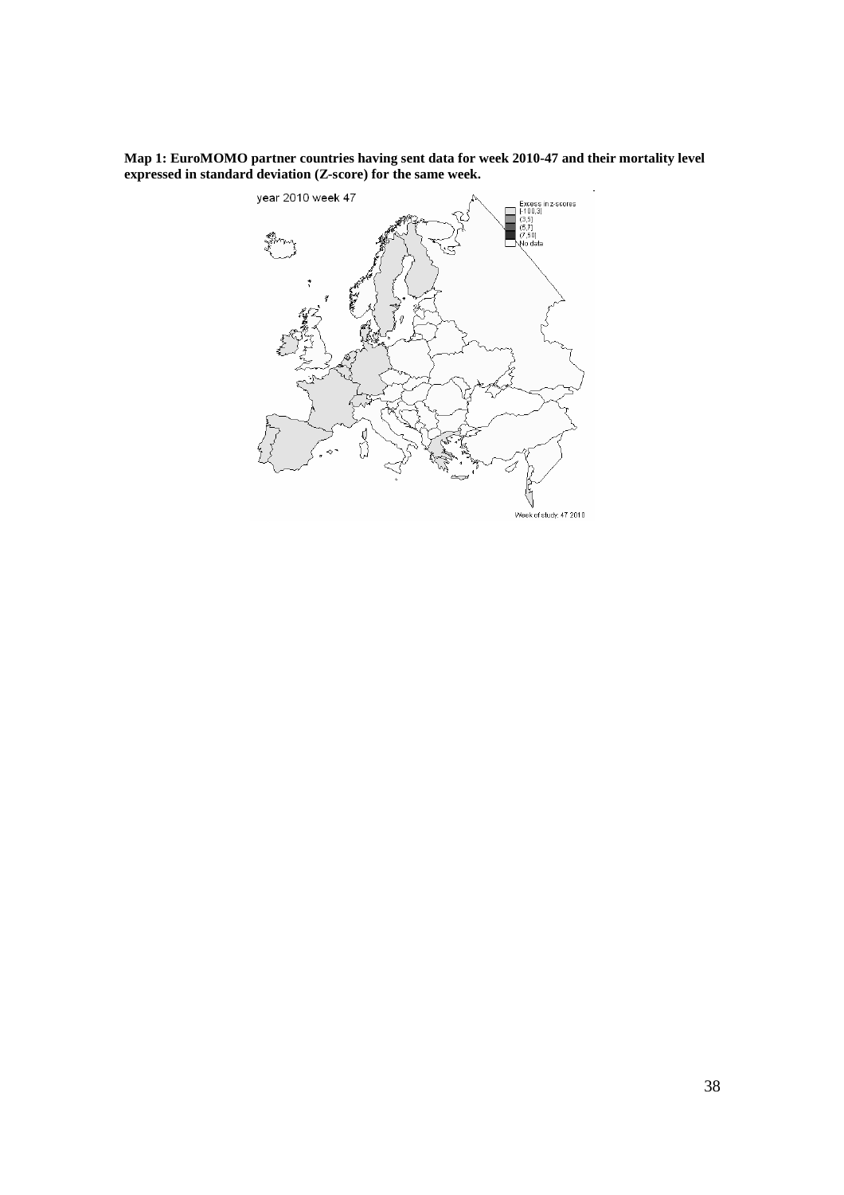**Map 1: EuroMOMO partner countries having sent data for week 2010-47 and their mortality level expressed in standard deviation (Z-score) for the same week.**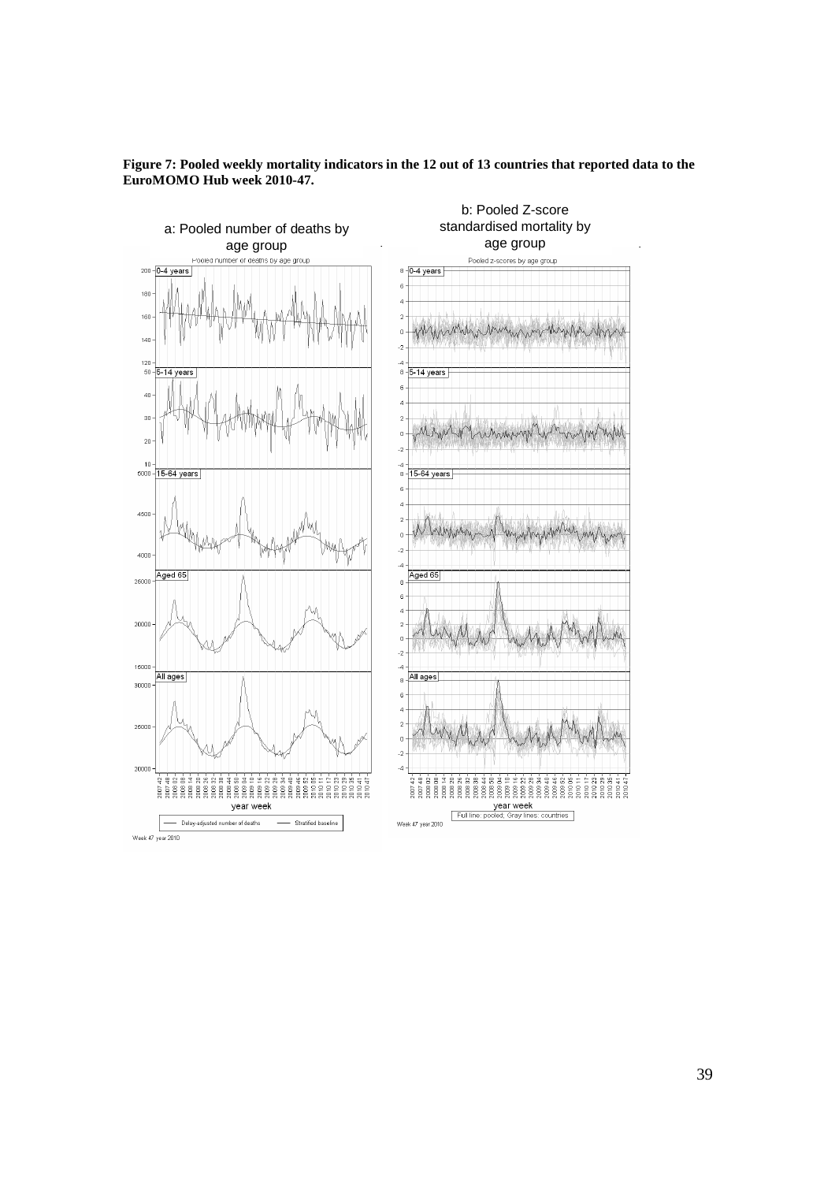**Figure 7: Pooled weekly mortality indicators in the 12 out of 13 countries that reported data to the EuroMOMO Hub week 2010-47.**

a: Pooled number of deaths by age group

b: Pooled Z-score standardised mortality by age group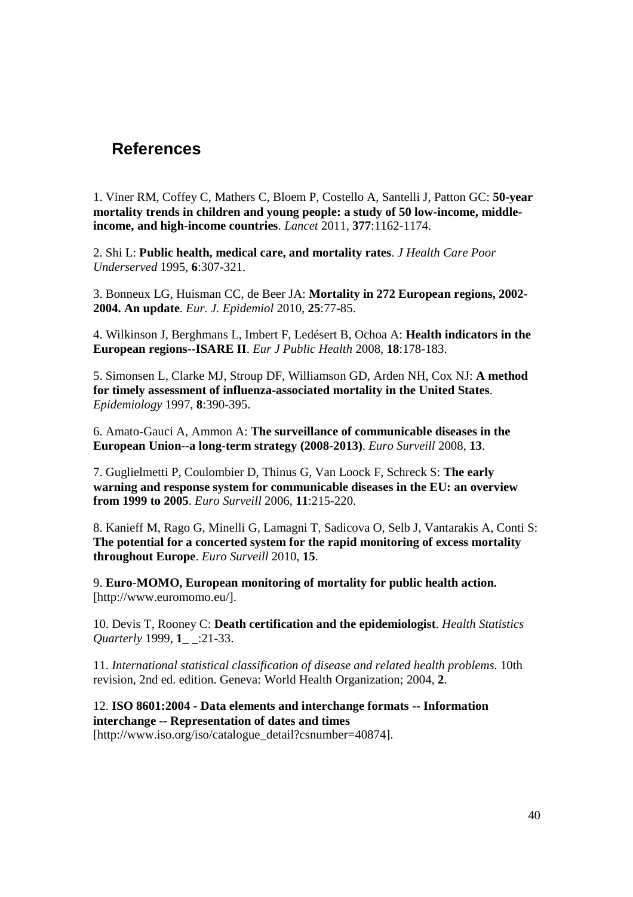## References

1. Viner RM, Coffey C, Mathers C, Bloem P, Costello A, Santelli J, Patton GC: **50-year mortality trends in children and young people: a study of 50 low-income, middle-income, and high-income countries**. *Lancet* 2011, **377**:1162-1174.

2. Shi L: **Public health, medical care, and mortality rates**. *J Health Care Poor Underserved* 1995, **6**:307-321.

3. Bonneux LG, Huisman CC, de Beer JA: **Mortality in 272 European regions, 2002-2004. An update**. *Eur. J. Epidemiol* 2010, **25**:77-85.

4. Wilkinson J, Berghmans L, Imbert F, Ledésert B, Ochoa A: **Health indicators in the European regions--ISARE II**. *Eur J Public Health* 2008, **18**:178-183.

5. Simonsen L, Clarke MJ, Stroup DF, Williamson GD, Arden NH, Cox NJ: **A method for timely assessment of influenza-associated mortality in the United States**. *Epidemiology* 1997, **8**:390-395.

6. Amato-Gauci A, Ammon A: **The surveillance of communicable diseases in the European Union--a long-term strategy (2008-2013)**. *Euro Surveill* 2008, **13**.

7. Guglielmetti P, Coulombier D, Thinus G, Van Loock F, Schreck S: **The early warning and response system for communicable diseases in the EU: an overview from 1999 to 2005**. *Euro Surveill* 2006, **11**:215-220.

8. Kanieff M, Rago G, Minelli G, Lamagni T, Sadicova O, Selb J, Vantarakis A, Conti S: **The potential for a concerted system for the rapid monitoring of excess mortality throughout Europe**. *Euro Surveill* 2010, **15**.

9. **Euro-MOMO, European monitoring of mortality for public health action.** [http://www.euromomo.eu/].

10. Devis T, Rooney C: **Death certification and the epidemiologist**. *Health Statistics Quarterly* 1999, **1_** _:21-33.

11. *International statistical classification of disease and related health problems.* 10th revision, 2nd ed. edition. Geneva: World Health Organization; 2004, **2**.

12. **ISO 8601:2004 - Data elements and interchange formats -- Information interchange -- Representation of dates and times** [http://www.iso.org/iso/catalogue_detail?csnumber=40874].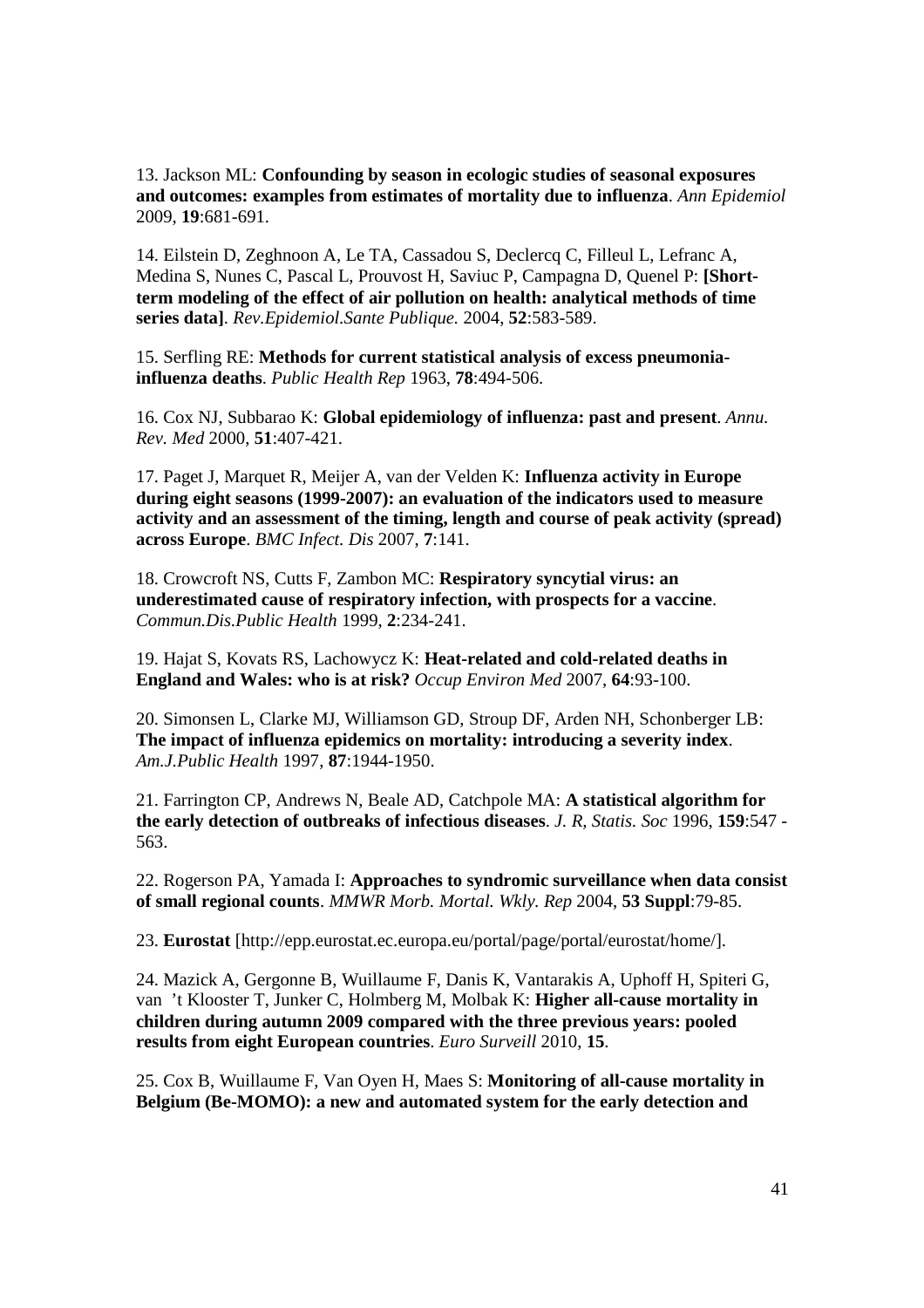13. Jackson ML: **Confounding by season in ecologic studies of seasonal exposures and outcomes: examples from estimates of mortality due to influenza**. *Ann Epidemiol* 2009, **19**:681-691.

14. Eilstein D, Zeghnoon A, Le TA, Cassadou S, Declercq C, Filleul L, Lefranc A, Medina S, Nunes C, Pascal L, Prouvost H, Saviuc P, Campagna D, Quenel P: **[Short-term modeling of the effect of air pollution on health: analytical methods of time series data]**. *Rev.Epidemiol.Sante Publique.* 2004, **52**:583-589.

15. Serfling RE: **Methods for current statistical analysis of excess pneumonia-influenza deaths**. *Public Health Rep* 1963, **78**:494-506.

16. Cox NJ, Subbarao K: **Global epidemiology of influenza: past and present**. *Annu. Rev. Med* 2000, **51**:407-421.

17. Paget J, Marquet R, Meijer A, van der Velden K: **Influenza activity in Europe during eight seasons (1999-2007): an evaluation of the indicators used to measure activity and an assessment of the timing, length and course of peak activity (spread) across Europe**. *BMC Infect. Dis* 2007, **7**:141.

18. Crowcroft NS, Cutts F, Zambon MC: **Respiratory syncytial virus: an underestimated cause of respiratory infection, with prospects for a vaccine**. *Commun.Dis.Public Health* 1999, **2**:234-241.

19. Hajat S, Kovats RS, Lachowycz K: **Heat-related and cold-related deaths in England and Wales: who is at risk?** *Occup Environ Med* 2007, **64**:93-100.

20. Simonsen L, Clarke MJ, Williamson GD, Stroup DF, Arden NH, Schonberger LB: **The impact of influenza epidemics on mortality: introducing a severity index**. *Am.J.Public Health* 1997, **87**:1944-1950.

21. Farrington CP, Andrews N, Beale AD, Catchpole MA: **A statistical algorithm for the early detection of outbreaks of infectious diseases**. *J. R, Statis. Soc* 1996, **159**:547 - 563.

22. Rogerson PA, Yamada I: **Approaches to syndromic surveillance when data consist of small regional counts**. *MMWR Morb. Mortal. Wkly. Rep* 2004, **53 Suppl**:79-85.

23. **Eurostat** [http://epp.eurostat.ec.europa.eu/portal/page/portal/eurostat/home/].

24. Mazick A, Gergonne B, Wuillaume F, Danis K, Vantarakis A, Uphoff H, Spiteri G, van 't Klooster T, Junker C, Holmberg M, Molbak K: **Higher all-cause mortality in children during autumn 2009 compared with the three previous years: pooled results from eight European countries**. *Euro Surveill* 2010, **15**.

25. Cox B, Wuillaume F, Van Oyen H, Maes S: **Monitoring of all-cause mortality in Belgium (Be-MOMO): a new and automated system for the early detection and**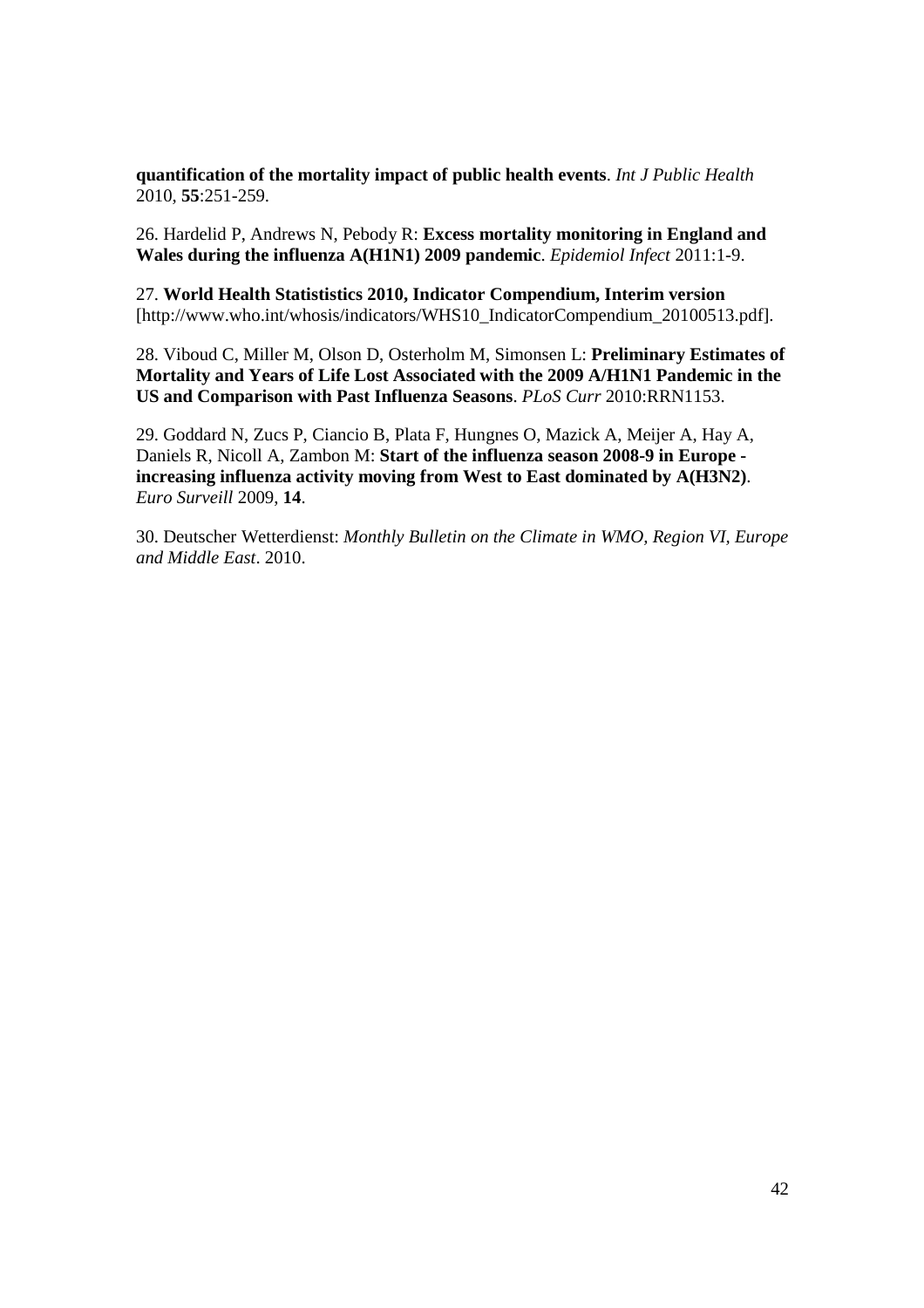**quantification of the mortality impact of public health events**. *Int J Public Health* 2010, **55**:251-259.

26. Hardelid P, Andrews N, Pebody R: **Excess mortality monitoring in England and Wales during the influenza A(H1N1) 2009 pandemic**. *Epidemiol Infect* 2011:1-9.

27. **World Health Statistics 2010, Indicator Compendium, Interim version** [http://www.who.int/whosis/indicators/WHS10_IndicatorCompendium_20100513.pdf].

28. Viboud C, Miller M, Olson D, Osterholm M, Simonsen L: **Preliminary Estimates of Mortality and Years of Life Lost Associated with the 2009 A/H1N1 Pandemic in the US and Comparison with Past Influenza Seasons**. *PLoS Curr* 2010:RRN1153.

29. Goddard N, Zucs P, Ciancio B, Plata F, Hungnes O, Mazick A, Meijer A, Hay A, Daniels R, Nicoll A, Zambon M: **Start of the influenza season 2008-9 in Europe - increasing influenza activity moving from West to East dominated by A(H3N2)**. *Euro Surveill* 2009, **14**.

30. Deutscher Wetterdienst: *Monthly Bulletin on the Climate in WMO, Region VI, Europe and Middle East*. 2010.